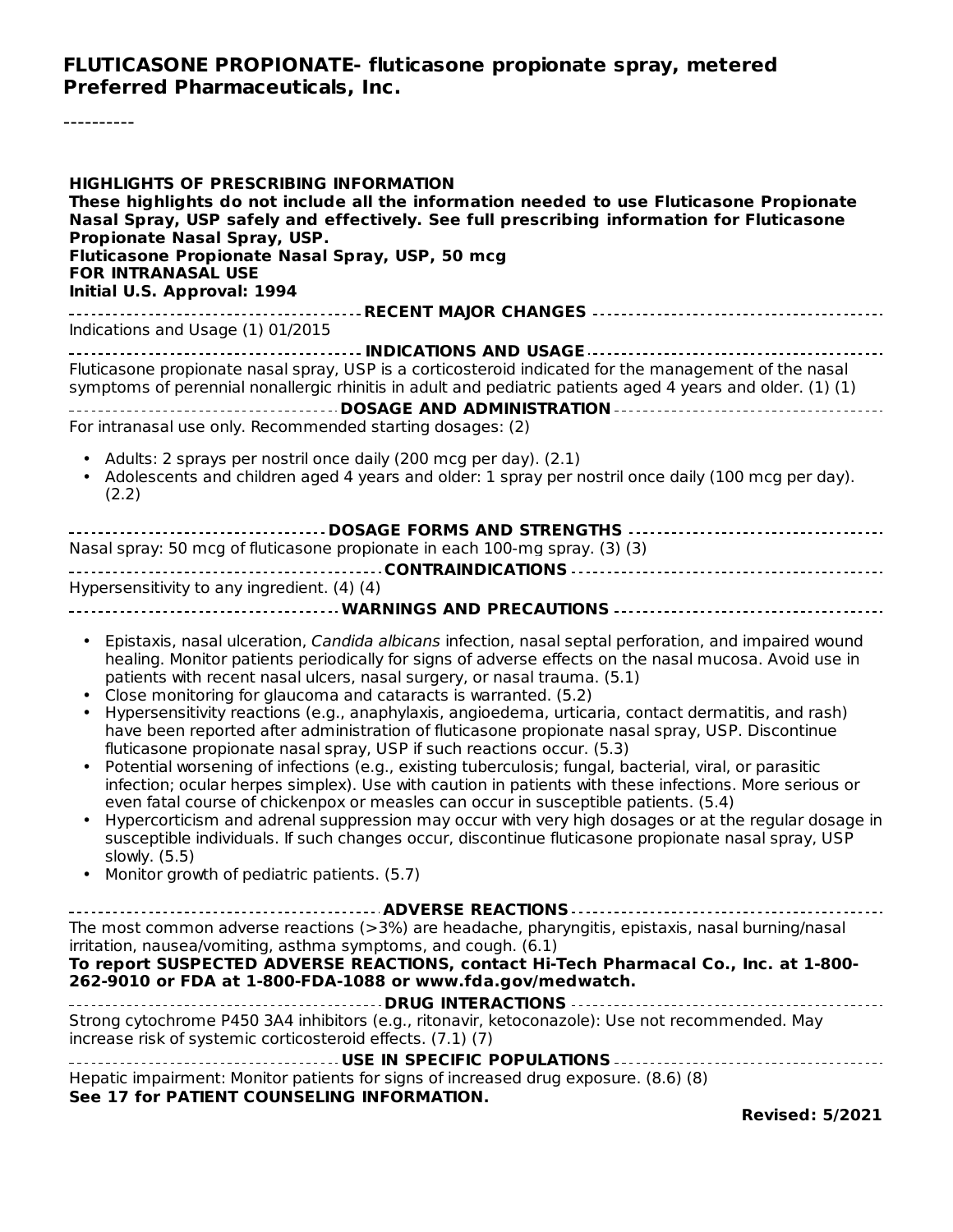**FLUTICASONE PROPIONATE- fluticasone propionate spray, metered**
**Preferred Pharmaceuticals, Inc.**

----------

**HIGHLIGHTS OF PRESCRIBING INFORMATION**
**These highlights do not include all the information needed to use Fluticasone Propionate Nasal Spray, USP safely and effectively. See full prescribing information for Fluticasone Propionate Nasal Spray, USP.**
**Fluticasone Propionate Nasal Spray, USP, 50 mcg**
**FOR INTRANASAL USE**
**Initial U.S. Approval: 1994**

**RECENT MAJOR CHANGES**

Indications and Usage (1) 01/2015

**INDICATIONS AND USAGE**

Fluticasone propionate nasal spray, USP is a corticosteroid indicated for the management of the nasal symptoms of perennial nonallergic rhinitis in adult and pediatric patients aged 4 years and older. (1) (1)

**DOSAGE AND ADMINISTRATION**

For intranasal use only. Recommended starting dosages: (2)

- Adults: 2 sprays per nostril once daily (200 mcg per day). (2.1)
- Adolescents and children aged 4 years and older: 1 spray per nostril once daily (100 mcg per day). (2.2)

**DOSAGE FORMS AND STRENGTHS**

Nasal spray: 50 mcg of fluticasone propionate in each 100-mg spray. (3) (3)

**CONTRAINDICATIONS**

Hypersensitivity to any ingredient. (4) (4)

**WARNINGS AND PRECAUTIONS**

- Epistaxis, nasal ulceration, *Candida albicans* infection, nasal septal perforation, and impaired wound healing. Monitor patients periodically for signs of adverse effects on the nasal mucosa. Avoid use in patients with recent nasal ulcers, nasal surgery, or nasal trauma. (5.1)
- Close monitoring for glaucoma and cataracts is warranted. (5.2)
- Hypersensitivity reactions (e.g., anaphylaxis, angioedema, urticaria, contact dermatitis, and rash) have been reported after administration of fluticasone propionate nasal spray, USP. Discontinue fluticasone propionate nasal spray, USP if such reactions occur. (5.3)
- Potential worsening of infections (e.g., existing tuberculosis; fungal, bacterial, viral, or parasitic infection; ocular herpes simplex). Use with caution in patients with these infections. More serious or even fatal course of chickenpox or measles can occur in susceptible patients. (5.4)
- Hypercorticism and adrenal suppression may occur with very high dosages or at the regular dosage in susceptible individuals. If such changes occur, discontinue fluticasone propionate nasal spray, USP slowly. (5.5)
- Monitor growth of pediatric patients. (5.7)

**ADVERSE REACTIONS**

The most common adverse reactions (>3%) are headache, pharyngitis, epistaxis, nasal burning/nasal irritation, nausea/vomiting, asthma symptoms, and cough. (6.1)
**To report SUSPECTED ADVERSE REACTIONS, contact Hi-Tech Pharmacal Co., Inc. at 1-800-262-9010 or FDA at 1-800-FDA-1088 or www.fda.gov/medwatch.**

**DRUG INTERACTIONS**

Strong cytochrome P450 3A4 inhibitors (e.g., ritonavir, ketoconazole): Use not recommended. May increase risk of systemic corticosteroid effects. (7.1) (7)

**USE IN SPECIFIC POPULATIONS**

Hepatic impairment: Monitor patients for signs of increased drug exposure. (8.6) (8)
**See 17 for PATIENT COUNSELING INFORMATION.**

**Revised: 5/2021**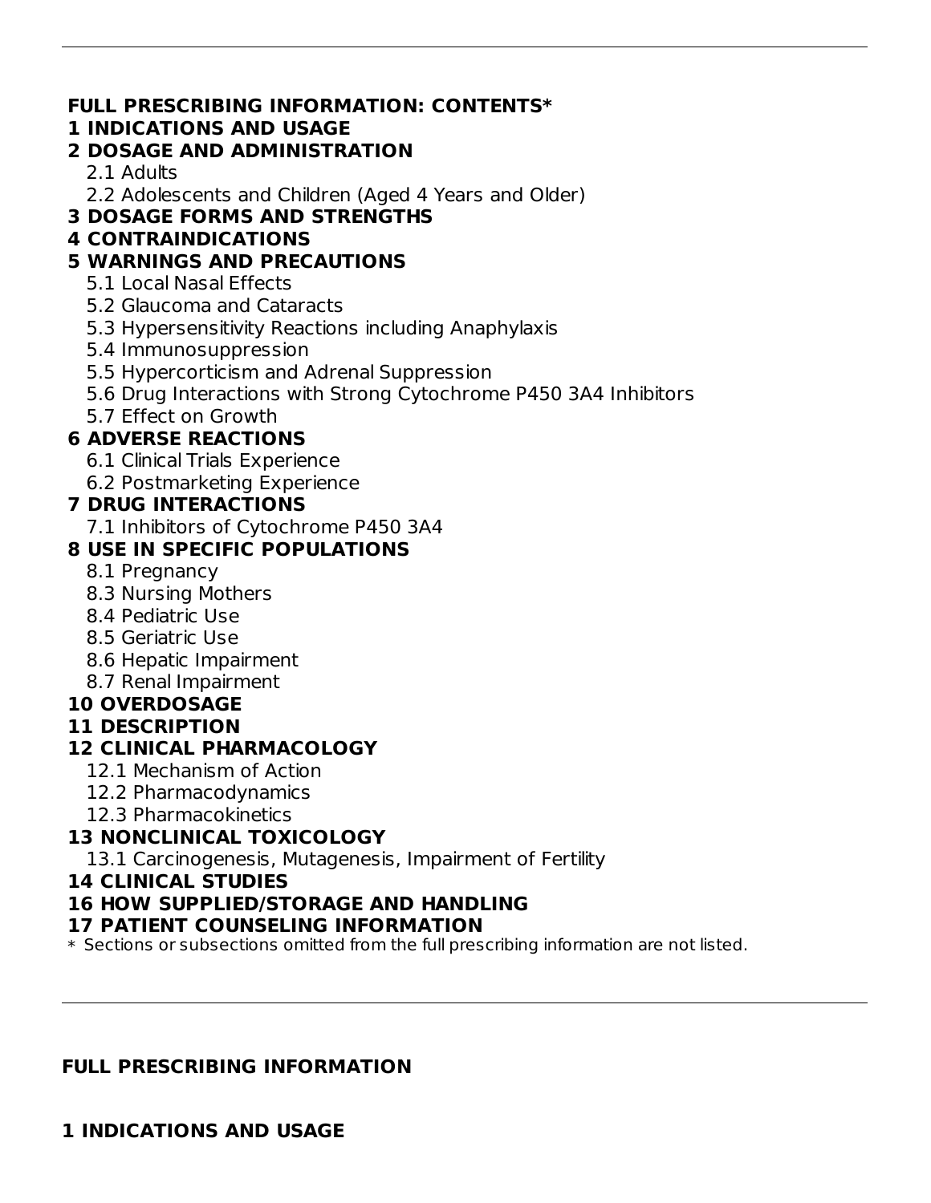**FULL PRESCRIBING INFORMATION: CONTENTS***

**1 INDICATIONS AND USAGE**

**2 DOSAGE AND ADMINISTRATION**

- 2.1 Adults
- 2.2 Adolescents and Children (Aged 4 Years and Older)

**3 DOSAGE FORMS AND STRENGTHS**

**4 CONTRAINDICATIONS**

**5 WARNINGS AND PRECAUTIONS**

- 5.1 Local Nasal Effects
- 5.2 Glaucoma and Cataracts
- 5.3 Hypersensitivity Reactions including Anaphylaxis
- 5.4 Immunosuppression
- 5.5 Hypercorticism and Adrenal Suppression
- 5.6 Drug Interactions with Strong Cytochrome P450 3A4 Inhibitors
- 5.7 Effect on Growth

**6 ADVERSE REACTIONS**

- 6.1 Clinical Trials Experience
- 6.2 Postmarketing Experience

**7 DRUG INTERACTIONS**

- 7.1 Inhibitors of Cytochrome P450 3A4

**8 USE IN SPECIFIC POPULATIONS**

- 8.1 Pregnancy
- 8.3 Nursing Mothers
- 8.4 Pediatric Use
- 8.5 Geriatric Use
- 8.6 Hepatic Impairment
- 8.7 Renal Impairment

**10 OVERDOSAGE**

**11 DESCRIPTION**

**12 CLINICAL PHARMACOLOGY**

- 12.1 Mechanism of Action
- 12.2 Pharmacodynamics
- 12.3 Pharmacokinetics

**13 NONCLINICAL TOXICOLOGY**

- 13.1 Carcinogenesis, Mutagenesis, Impairment of Fertility

**14 CLINICAL STUDIES**

**16 HOW SUPPLIED/STORAGE AND HANDLING**

**17 PATIENT COUNSELING INFORMATION**

* Sections or subsections omitted from the full prescribing information are not listed.

---

## FULL PRESCRIBING INFORMATION

## 1 INDICATIONS AND USAGE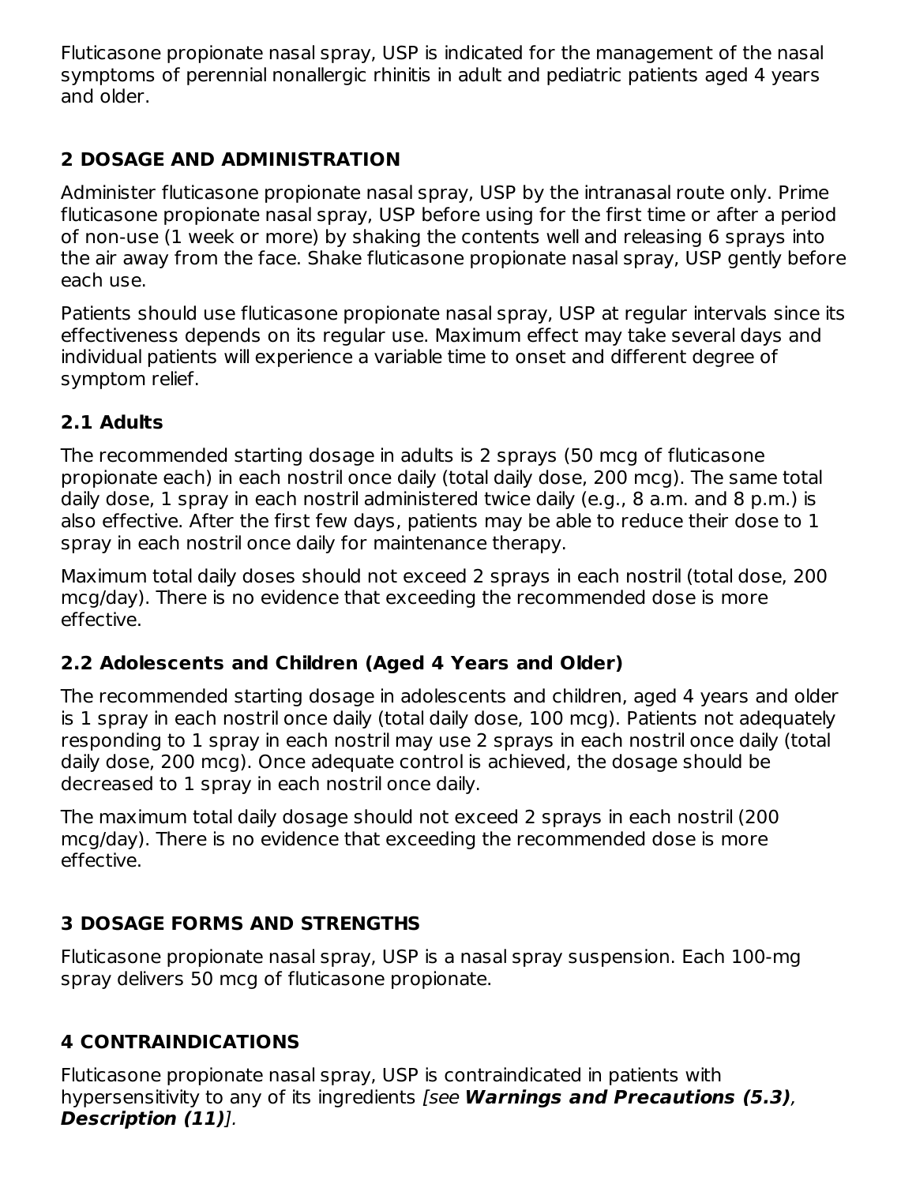Fluticasone propionate nasal spray, USP is indicated for the management of the nasal symptoms of perennial nonallergic rhinitis in adult and pediatric patients aged 4 years and older.

## 2 DOSAGE AND ADMINISTRATION

Administer fluticasone propionate nasal spray, USP by the intranasal route only. Prime fluticasone propionate nasal spray, USP before using for the first time or after a period of non-use (1 week or more) by shaking the contents well and releasing 6 sprays into the air away from the face. Shake fluticasone propionate nasal spray, USP gently before each use.

Patients should use fluticasone propionate nasal spray, USP at regular intervals since its effectiveness depends on its regular use. Maximum effect may take several days and individual patients will experience a variable time to onset and different degree of symptom relief.

### 2.1 Adults

The recommended starting dosage in adults is 2 sprays (50 mcg of fluticasone propionate each) in each nostril once daily (total daily dose, 200 mcg). The same total daily dose, 1 spray in each nostril administered twice daily (e.g., 8 a.m. and 8 p.m.) is also effective. After the first few days, patients may be able to reduce their dose to 1 spray in each nostril once daily for maintenance therapy.

Maximum total daily doses should not exceed 2 sprays in each nostril (total dose, 200 mcg/day). There is no evidence that exceeding the recommended dose is more effective.

### 2.2 Adolescents and Children (Aged 4 Years and Older)

The recommended starting dosage in adolescents and children, aged 4 years and older is 1 spray in each nostril once daily (total daily dose, 100 mcg). Patients not adequately responding to 1 spray in each nostril may use 2 sprays in each nostril once daily (total daily dose, 200 mcg). Once adequate control is achieved, the dosage should be decreased to 1 spray in each nostril once daily.

The maximum total daily dosage should not exceed 2 sprays in each nostril (200 mcg/day). There is no evidence that exceeding the recommended dose is more effective.

## 3 DOSAGE FORMS AND STRENGTHS

Fluticasone propionate nasal spray, USP is a nasal spray suspension. Each 100-mg spray delivers 50 mcg of fluticasone propionate.

## 4 CONTRAINDICATIONS

Fluticasone propionate nasal spray, USP is contraindicated in patients with hypersensitivity to any of its ingredients *[see **Warnings and Precautions (5.3)**, **Description (11)**].*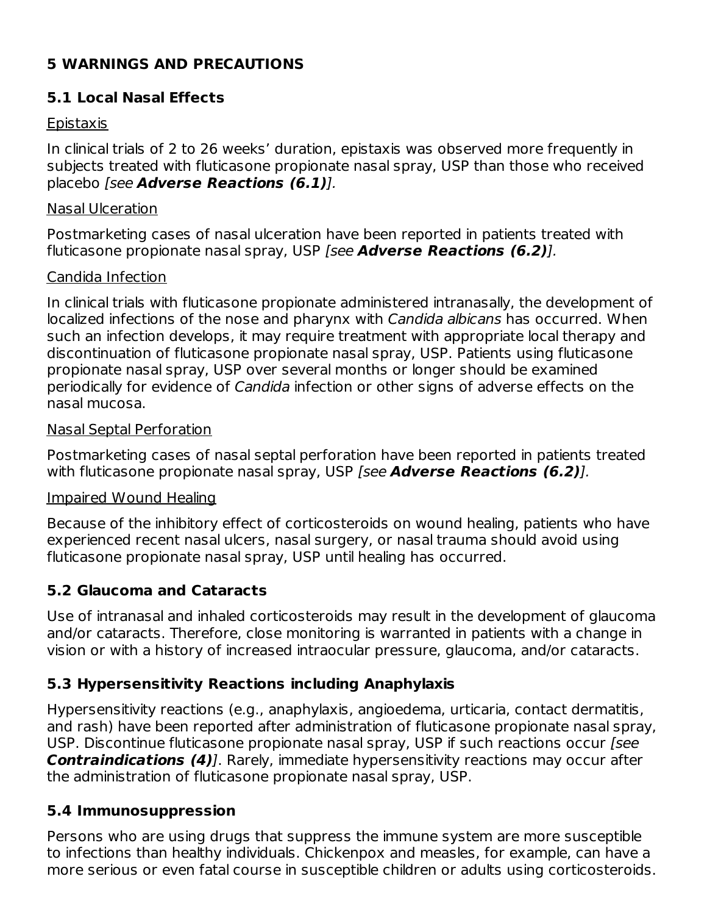## 5 WARNINGS AND PRECAUTIONS

### 5.1 Local Nasal Effects

Epistaxis

In clinical trials of 2 to 26 weeks' duration, epistaxis was observed more frequently in subjects treated with fluticasone propionate nasal spray, USP than those who received placebo *[see **Adverse Reactions (6.1)**]*.

Nasal Ulceration

Postmarketing cases of nasal ulceration have been reported in patients treated with fluticasone propionate nasal spray, USP *[see **Adverse Reactions (6.2)**]*.

Candida Infection

In clinical trials with fluticasone propionate administered intranasally, the development of localized infections of the nose and pharynx with *Candida albicans* has occurred. When such an infection develops, it may require treatment with appropriate local therapy and discontinuation of fluticasone propionate nasal spray, USP. Patients using fluticasone propionate nasal spray, USP over several months or longer should be examined periodically for evidence of *Candida* infection or other signs of adverse effects on the nasal mucosa.

Nasal Septal Perforation

Postmarketing cases of nasal septal perforation have been reported in patients treated with fluticasone propionate nasal spray, USP *[see **Adverse Reactions (6.2)**]*.

Impaired Wound Healing

Because of the inhibitory effect of corticosteroids on wound healing, patients who have experienced recent nasal ulcers, nasal surgery, or nasal trauma should avoid using fluticasone propionate nasal spray, USP until healing has occurred.

### 5.2 Glaucoma and Cataracts

Use of intranasal and inhaled corticosteroids may result in the development of glaucoma and/or cataracts. Therefore, close monitoring is warranted in patients with a change in vision or with a history of increased intraocular pressure, glaucoma, and/or cataracts.

### 5.3 Hypersensitivity Reactions including Anaphylaxis

Hypersensitivity reactions (e.g., anaphylaxis, angioedema, urticaria, contact dermatitis, and rash) have been reported after administration of fluticasone propionate nasal spray, USP. Discontinue fluticasone propionate nasal spray, USP if such reactions occur *[see **Contraindications (4)**]*. Rarely, immediate hypersensitivity reactions may occur after the administration of fluticasone propionate nasal spray, USP.

### 5.4 Immunosuppression

Persons who are using drugs that suppress the immune system are more susceptible to infections than healthy individuals. Chickenpox and measles, for example, can have a more serious or even fatal course in susceptible children or adults using corticosteroids.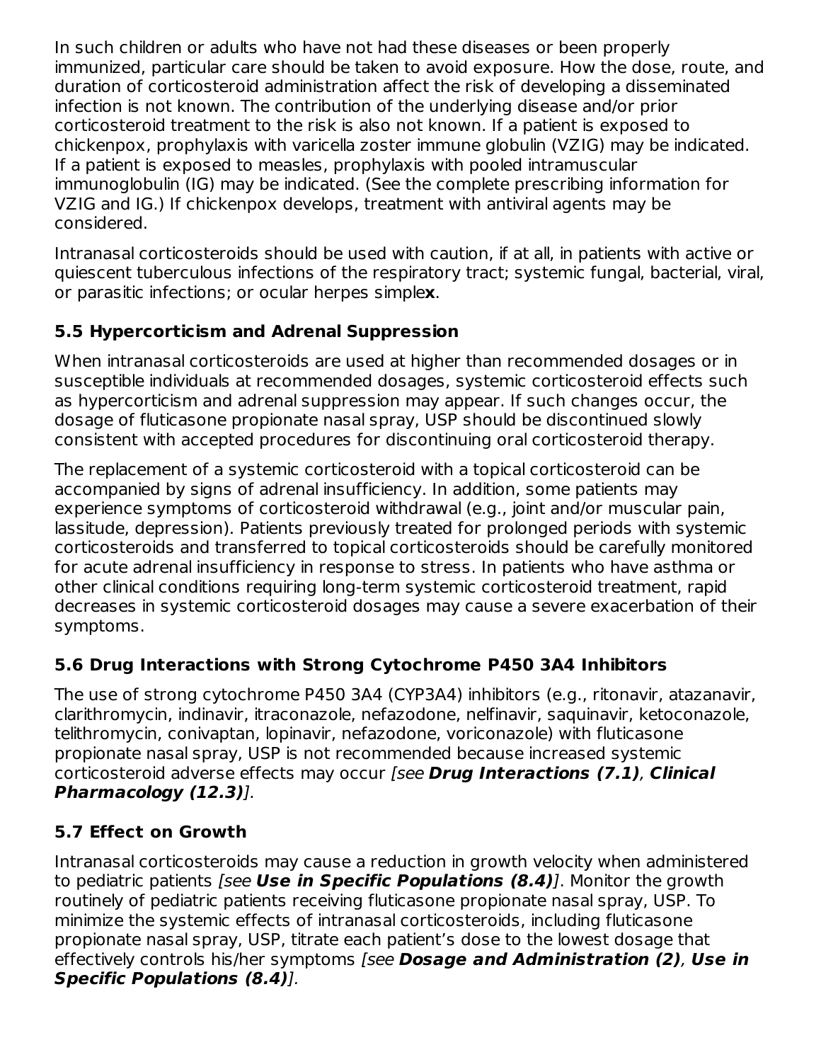In such children or adults who have not had these diseases or been properly immunized, particular care should be taken to avoid exposure. How the dose, route, and duration of corticosteroid administration affect the risk of developing a disseminated infection is not known. The contribution of the underlying disease and/or prior corticosteroid treatment to the risk is also not known. If a patient is exposed to chickenpox, prophylaxis with varicella zoster immune globulin (VZIG) may be indicated. If a patient is exposed to measles, prophylaxis with pooled intramuscular immunoglobulin (IG) may be indicated. (See the complete prescribing information for VZIG and IG.) If chickenpox develops, treatment with antiviral agents may be considered.

Intranasal corticosteroids should be used with caution, if at all, in patients with active or quiescent tuberculous infections of the respiratory tract; systemic fungal, bacterial, viral, or parasitic infections; or ocular herpes simplex.

### 5.5 Hypercorticism and Adrenal Suppression

When intranasal corticosteroids are used at higher than recommended dosages or in susceptible individuals at recommended dosages, systemic corticosteroid effects such as hypercorticism and adrenal suppression may appear. If such changes occur, the dosage of fluticasone propionate nasal spray, USP should be discontinued slowly consistent with accepted procedures for discontinuing oral corticosteroid therapy.

The replacement of a systemic corticosteroid with a topical corticosteroid can be accompanied by signs of adrenal insufficiency. In addition, some patients may experience symptoms of corticosteroid withdrawal (e.g., joint and/or muscular pain, lassitude, depression). Patients previously treated for prolonged periods with systemic corticosteroids and transferred to topical corticosteroids should be carefully monitored for acute adrenal insufficiency in response to stress. In patients who have asthma or other clinical conditions requiring long-term systemic corticosteroid treatment, rapid decreases in systemic corticosteroid dosages may cause a severe exacerbation of their symptoms.

### 5.6 Drug Interactions with Strong Cytochrome P450 3A4 Inhibitors

The use of strong cytochrome P450 3A4 (CYP3A4) inhibitors (e.g., ritonavir, atazanavir, clarithromycin, indinavir, itraconazole, nefazodone, nelfinavir, saquinavir, ketoconazole, telithromycin, conivaptan, lopinavir, nefazodone, voriconazole) with fluticasone propionate nasal spray, USP is not recommended because increased systemic corticosteroid adverse effects may occur *[see **Drug Interactions (7.1)**, **Clinical Pharmacology (12.3)**]*.

### 5.7 Effect on Growth

Intranasal corticosteroids may cause a reduction in growth velocity when administered to pediatric patients *[see **Use in Specific Populations (8.4)**]*. Monitor the growth routinely of pediatric patients receiving fluticasone propionate nasal spray, USP. To minimize the systemic effects of intranasal corticosteroids, including fluticasone propionate nasal spray, USP, titrate each patient's dose to the lowest dosage that effectively controls his/her symptoms *[see **Dosage and Administration (2)**, **Use in Specific Populations (8.4)**]*.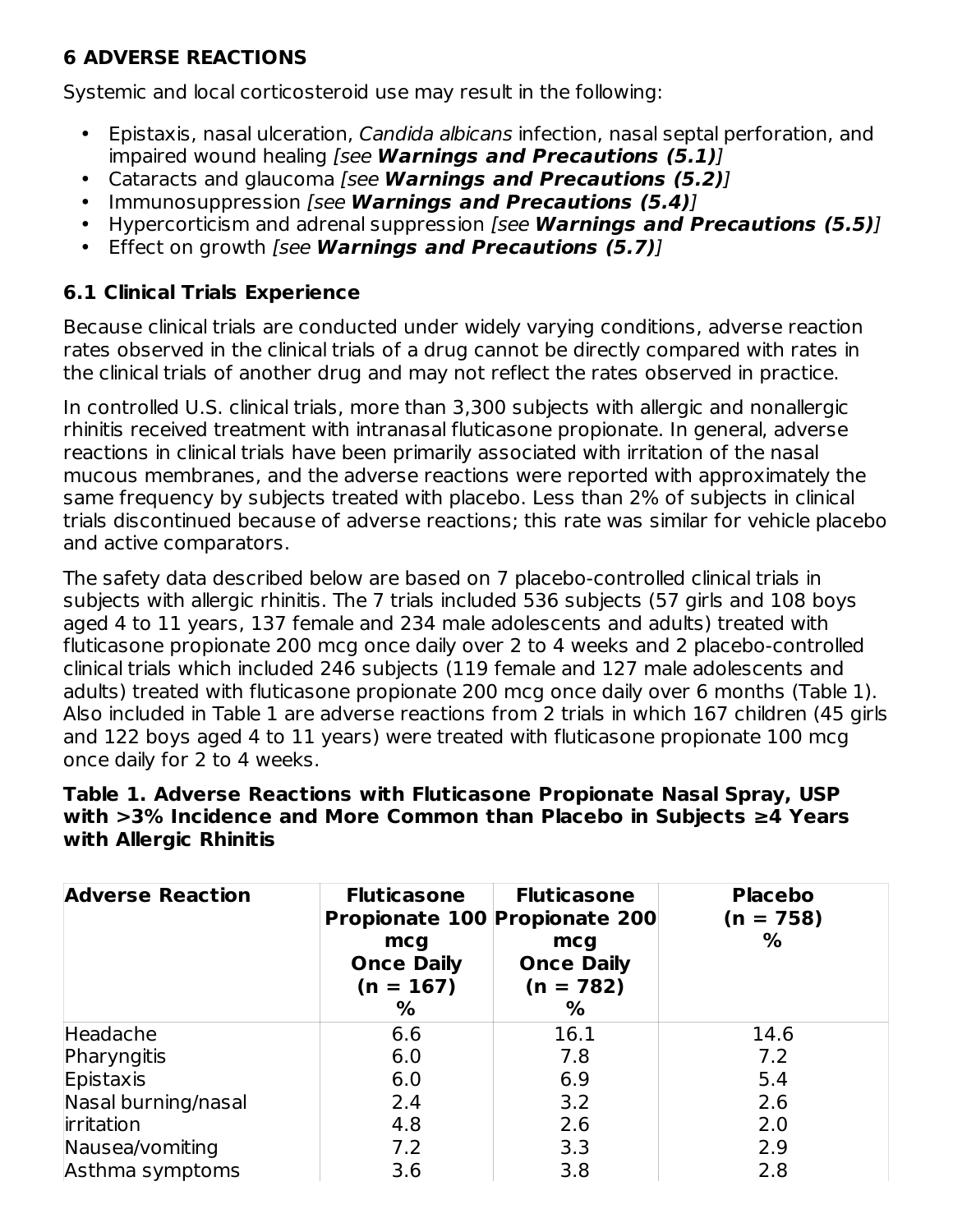## 6 ADVERSE REACTIONS

Systemic and local corticosteroid use may result in the following:

- Epistaxis, nasal ulceration, *Candida albicans* infection, nasal septal perforation, and impaired wound healing *[see* ***Warnings and Precautions (5.1)****]*
- Cataracts and glaucoma *[see* ***Warnings and Precautions (5.2)****]*
- Immunosuppression *[see* ***Warnings and Precautions (5.4)****]*
- Hypercorticism and adrenal suppression *[see* ***Warnings and Precautions (5.5)****]*
- Effect on growth *[see* ***Warnings and Precautions (5.7)****]*

### 6.1 Clinical Trials Experience

Because clinical trials are conducted under widely varying conditions, adverse reaction rates observed in the clinical trials of a drug cannot be directly compared with rates in the clinical trials of another drug and may not reflect the rates observed in practice.

In controlled U.S. clinical trials, more than 3,300 subjects with allergic and nonallergic rhinitis received treatment with intranasal fluticasone propionate. In general, adverse reactions in clinical trials have been primarily associated with irritation of the nasal mucous membranes, and the adverse reactions were reported with approximately the same frequency by subjects treated with placebo. Less than 2% of subjects in clinical trials discontinued because of adverse reactions; this rate was similar for vehicle placebo and active comparators.

The safety data described below are based on 7 placebo-controlled clinical trials in subjects with allergic rhinitis. The 7 trials included 536 subjects (57 girls and 108 boys aged 4 to 11 years, 137 female and 234 male adolescents and adults) treated with fluticasone propionate 200 mcg once daily over 2 to 4 weeks and 2 placebo-controlled clinical trials which included 246 subjects (119 female and 127 male adolescents and adults) treated with fluticasone propionate 200 mcg once daily over 6 months (Table 1). Also included in Table 1 are adverse reactions from 2 trials in which 167 children (45 girls and 122 boys aged 4 to 11 years) were treated with fluticasone propionate 100 mcg once daily for 2 to 4 weeks.

**Table 1. Adverse Reactions with Fluticasone Propionate Nasal Spray, USP with >3% Incidence and More Common than Placebo in Subjects ≥4 Years with Allergic Rhinitis**

| Adverse Reaction | Fluticasone Propionate 100 mcg Once Daily (n = 167) % | Fluticasone Propionate 200 mcg Once Daily (n = 782) % | Placebo (n = 758) % |
|---|---|---|---|
| Headache | 6.6 | 16.1 | 14.6 |
| Pharyngitis | 6.0 | 7.8 | 7.2 |
| Epistaxis | 6.0 | 6.9 | 5.4 |
| Nasal burning/nasal | 2.4 | 3.2 | 2.6 |
| irritation | 4.8 | 2.6 | 2.0 |
| Nausea/vomiting | 7.2 | 3.3 | 2.9 |
| Asthma symptoms | 3.6 | 3.8 | 2.8 |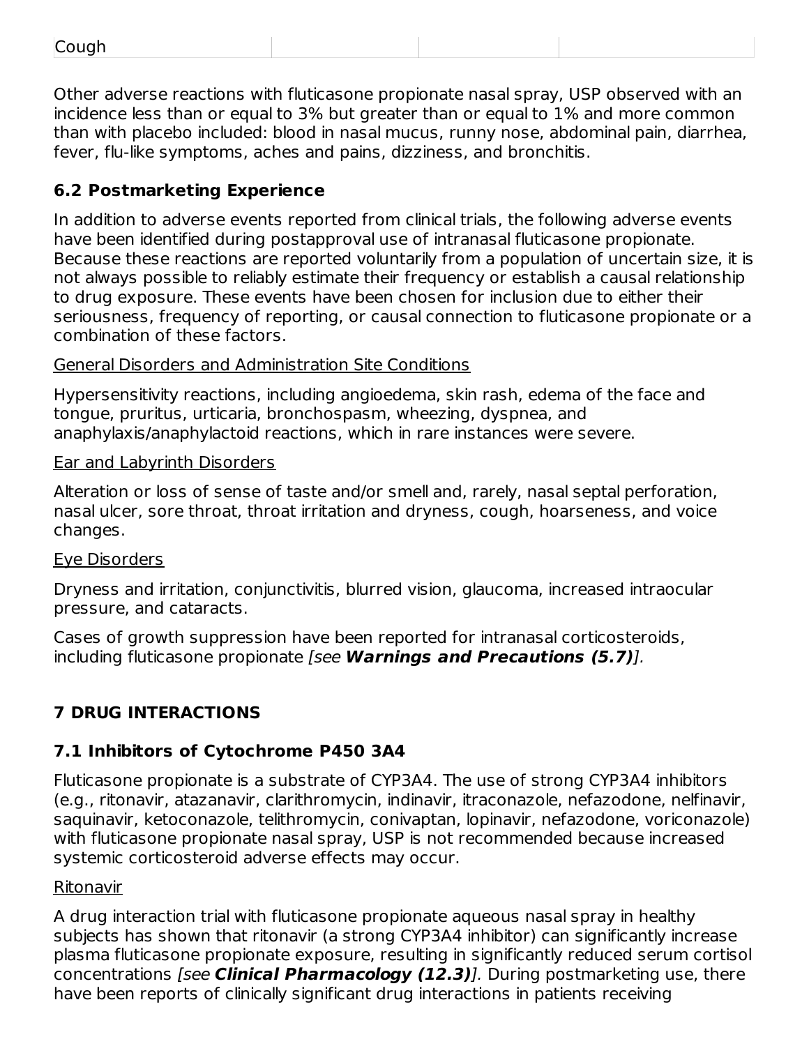| Cough | | | |
|---|---|---|---|

Other adverse reactions with fluticasone propionate nasal spray, USP observed with an incidence less than or equal to 3% but greater than or equal to 1% and more common than with placebo included: blood in nasal mucus, runny nose, abdominal pain, diarrhea, fever, flu-like symptoms, aches and pains, dizziness, and bronchitis.

## 6.2 Postmarketing Experience

In addition to adverse events reported from clinical trials, the following adverse events have been identified during postapproval use of intranasal fluticasone propionate. Because these reactions are reported voluntarily from a population of uncertain size, it is not always possible to reliably estimate their frequency or establish a causal relationship to drug exposure. These events have been chosen for inclusion due to either their seriousness, frequency of reporting, or causal connection to fluticasone propionate or a combination of these factors.

General Disorders and Administration Site Conditions

Hypersensitivity reactions, including angioedema, skin rash, edema of the face and tongue, pruritus, urticaria, bronchospasm, wheezing, dyspnea, and anaphylaxis/anaphylactoid reactions, which in rare instances were severe.

Ear and Labyrinth Disorders

Alteration or loss of sense of taste and/or smell and, rarely, nasal septal perforation, nasal ulcer, sore throat, throat irritation and dryness, cough, hoarseness, and voice changes.

Eye Disorders

Dryness and irritation, conjunctivitis, blurred vision, glaucoma, increased intraocular pressure, and cataracts.

Cases of growth suppression have been reported for intranasal corticosteroids, including fluticasone propionate *[see **Warnings and Precautions (5.7)**]*.

# 7 DRUG INTERACTIONS

## 7.1 Inhibitors of Cytochrome P450 3A4

Fluticasone propionate is a substrate of CYP3A4. The use of strong CYP3A4 inhibitors (e.g., ritonavir, atazanavir, clarithromycin, indinavir, itraconazole, nefazodone, nelfinavir, saquinavir, ketoconazole, telithromycin, conivaptan, lopinavir, nefazodone, voriconazole) with fluticasone propionate nasal spray, USP is not recommended because increased systemic corticosteroid adverse effects may occur.

Ritonavir

A drug interaction trial with fluticasone propionate aqueous nasal spray in healthy subjects has shown that ritonavir (a strong CYP3A4 inhibitor) can significantly increase plasma fluticasone propionate exposure, resulting in significantly reduced serum cortisol concentrations *[see **Clinical Pharmacology (12.3)**]*. During postmarketing use, there have been reports of clinically significant drug interactions in patients receiving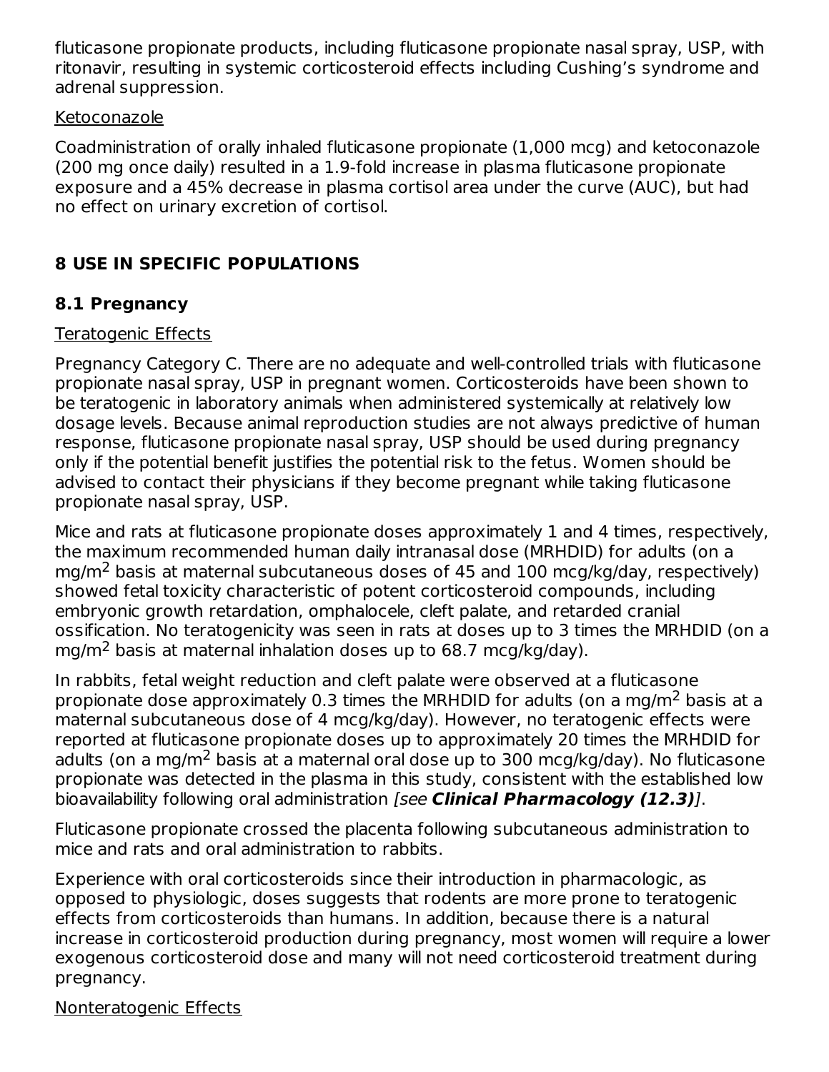fluticasone propionate products, including fluticasone propionate nasal spray, USP, with ritonavir, resulting in systemic corticosteroid effects including Cushing's syndrome and adrenal suppression.

Ketoconazole

Coadministration of orally inhaled fluticasone propionate (1,000 mcg) and ketoconazole (200 mg once daily) resulted in a 1.9-fold increase in plasma fluticasone propionate exposure and a 45% decrease in plasma cortisol area under the curve (AUC), but had no effect on urinary excretion of cortisol.

## 8 USE IN SPECIFIC POPULATIONS

### 8.1 Pregnancy

Teratogenic Effects

Pregnancy Category C. There are no adequate and well-controlled trials with fluticasone propionate nasal spray, USP in pregnant women. Corticosteroids have been shown to be teratogenic in laboratory animals when administered systemically at relatively low dosage levels. Because animal reproduction studies are not always predictive of human response, fluticasone propionate nasal spray, USP should be used during pregnancy only if the potential benefit justifies the potential risk to the fetus. Women should be advised to contact their physicians if they become pregnant while taking fluticasone propionate nasal spray, USP.

Mice and rats at fluticasone propionate doses approximately 1 and 4 times, respectively, the maximum recommended human daily intranasal dose (MRHDID) for adults (on a mg/$m^2$ basis at maternal subcutaneous doses of 45 and 100 mcg/kg/day, respectively) showed fetal toxicity characteristic of potent corticosteroid compounds, including embryonic growth retardation, omphalocele, cleft palate, and retarded cranial ossification. No teratogenicity was seen in rats at doses up to 3 times the MRHDID (on a mg/$m^2$ basis at maternal inhalation doses up to 68.7 mcg/kg/day).

In rabbits, fetal weight reduction and cleft palate were observed at a fluticasone propionate dose approximately 0.3 times the MRHDID for adults (on a mg/$m^2$ basis at a maternal subcutaneous dose of 4 mcg/kg/day). However, no teratogenic effects were reported at fluticasone propionate doses up to approximately 20 times the MRHDID for adults (on a mg/$m^2$ basis at a maternal oral dose up to 300 mcg/kg/day). No fluticasone propionate was detected in the plasma in this study, consistent with the established low bioavailability following oral administration *[see **Clinical Pharmacology (12.3)**]*.

Fluticasone propionate crossed the placenta following subcutaneous administration to mice and rats and oral administration to rabbits.

Experience with oral corticosteroids since their introduction in pharmacologic, as opposed to physiologic, doses suggests that rodents are more prone to teratogenic effects from corticosteroids than humans. In addition, because there is a natural increase in corticosteroid production during pregnancy, most women will require a lower exogenous corticosteroid dose and many will not need corticosteroid treatment during pregnancy.

Nonteratogenic Effects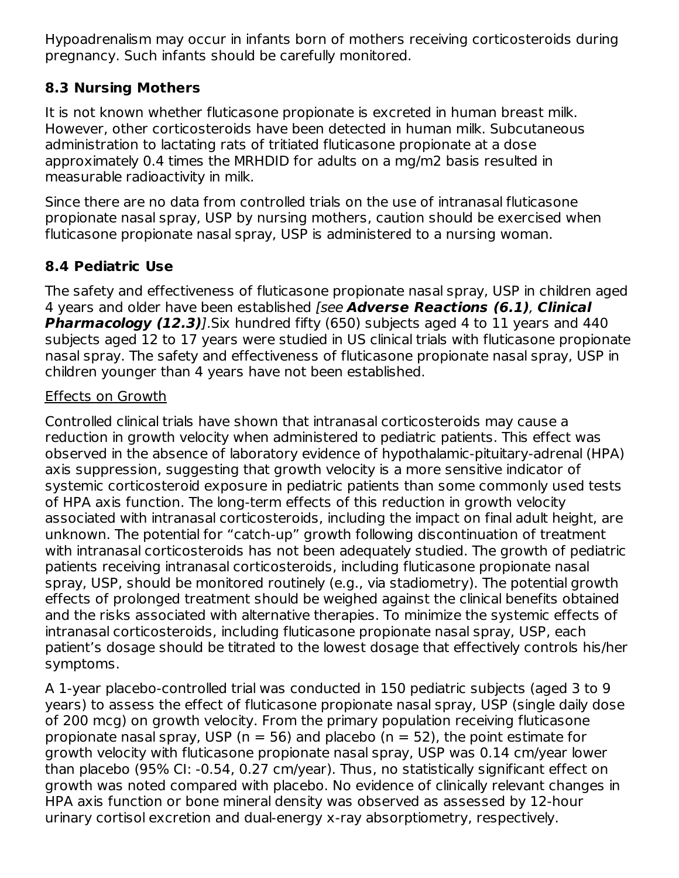Hypoadrenalism may occur in infants born of mothers receiving corticosteroids during pregnancy. Such infants should be carefully monitored.

## 8.3 Nursing Mothers

It is not known whether fluticasone propionate is excreted in human breast milk. However, other corticosteroids have been detected in human milk. Subcutaneous administration to lactating rats of tritiated fluticasone propionate at a dose approximately 0.4 times the MRHDID for adults on a mg/m2 basis resulted in measurable radioactivity in milk.

Since there are no data from controlled trials on the use of intranasal fluticasone propionate nasal spray, USP by nursing mothers, caution should be exercised when fluticasone propionate nasal spray, USP is administered to a nursing woman.

## 8.4 Pediatric Use

The safety and effectiveness of fluticasone propionate nasal spray, USP in children aged 4 years and older have been established *[see* ***Adverse Reactions (6.1)***, ***Clinical Pharmacology (12.3)****]*.Six hundred fifty (650) subjects aged 4 to 11 years and 440 subjects aged 12 to 17 years were studied in US clinical trials with fluticasone propionate nasal spray. The safety and effectiveness of fluticasone propionate nasal spray, USP in children younger than 4 years have not been established.

Effects on Growth

Controlled clinical trials have shown that intranasal corticosteroids may cause a reduction in growth velocity when administered to pediatric patients. This effect was observed in the absence of laboratory evidence of hypothalamic-pituitary-adrenal (HPA) axis suppression, suggesting that growth velocity is a more sensitive indicator of systemic corticosteroid exposure in pediatric patients than some commonly used tests of HPA axis function. The long-term effects of this reduction in growth velocity associated with intranasal corticosteroids, including the impact on final adult height, are unknown. The potential for “catch-up” growth following discontinuation of treatment with intranasal corticosteroids has not been adequately studied. The growth of pediatric patients receiving intranasal corticosteroids, including fluticasone propionate nasal spray, USP, should be monitored routinely (e.g., via stadiometry). The potential growth effects of prolonged treatment should be weighed against the clinical benefits obtained and the risks associated with alternative therapies. To minimize the systemic effects of intranasal corticosteroids, including fluticasone propionate nasal spray, USP, each patient’s dosage should be titrated to the lowest dosage that effectively controls his/her symptoms.

A 1-year placebo-controlled trial was conducted in 150 pediatric subjects (aged 3 to 9 years) to assess the effect of fluticasone propionate nasal spray, USP (single daily dose of 200 mcg) on growth velocity. From the primary population receiving fluticasone propionate nasal spray, USP (n = 56) and placebo (n = 52), the point estimate for growth velocity with fluticasone propionate nasal spray, USP was 0.14 cm/year lower than placebo (95% CI: -0.54, 0.27 cm/year). Thus, no statistically significant effect on growth was noted compared with placebo. No evidence of clinically relevant changes in HPA axis function or bone mineral density was observed as assessed by 12-hour urinary cortisol excretion and dual-energy x-ray absorptiometry, respectively.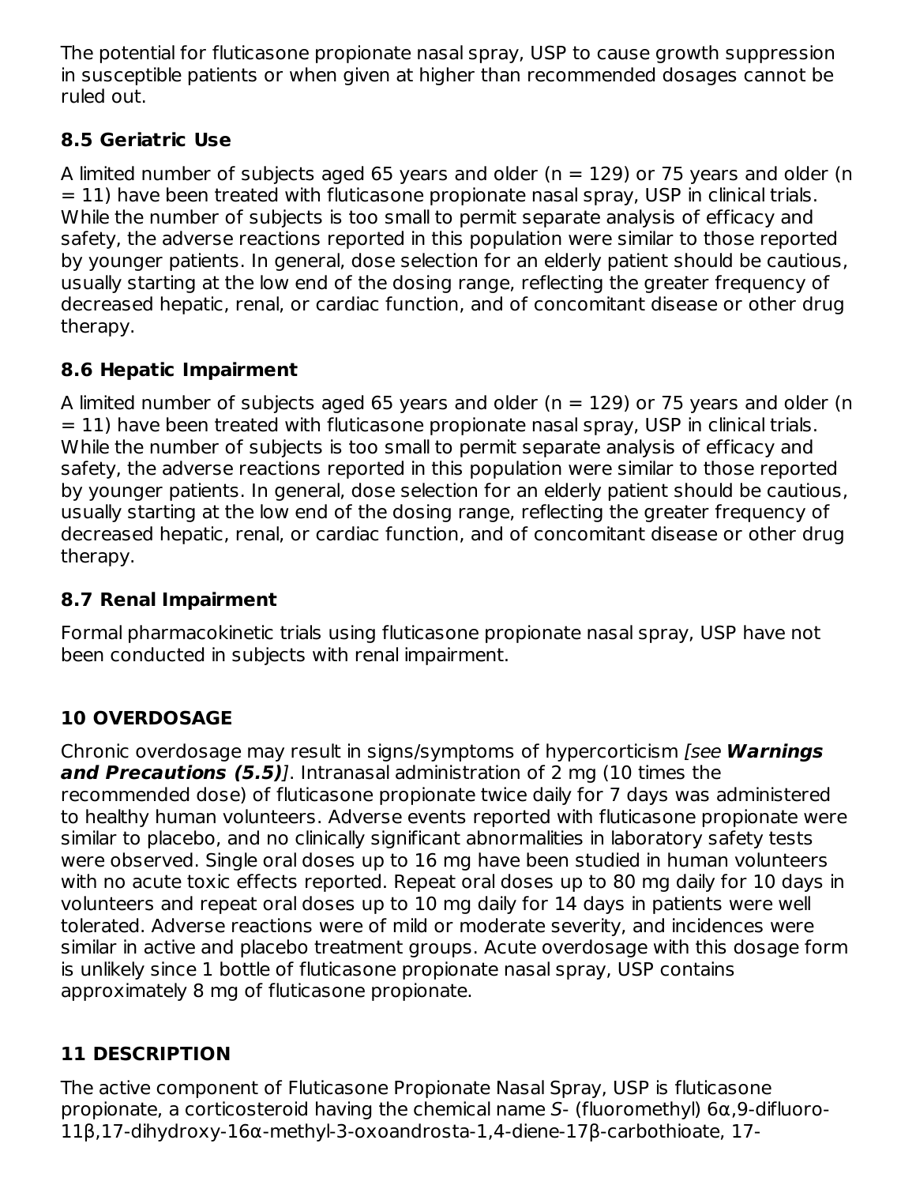The potential for fluticasone propionate nasal spray, USP to cause growth suppression in susceptible patients or when given at higher than recommended dosages cannot be ruled out.

### 8.5 Geriatric Use

A limited number of subjects aged 65 years and older (n = 129) or 75 years and older (n = 11) have been treated with fluticasone propionate nasal spray, USP in clinical trials. While the number of subjects is too small to permit separate analysis of efficacy and safety, the adverse reactions reported in this population were similar to those reported by younger patients. In general, dose selection for an elderly patient should be cautious, usually starting at the low end of the dosing range, reflecting the greater frequency of decreased hepatic, renal, or cardiac function, and of concomitant disease or other drug therapy.

### 8.6 Hepatic Impairment

A limited number of subjects aged 65 years and older (n = 129) or 75 years and older (n = 11) have been treated with fluticasone propionate nasal spray, USP in clinical trials. While the number of subjects is too small to permit separate analysis of efficacy and safety, the adverse reactions reported in this population were similar to those reported by younger patients. In general, dose selection for an elderly patient should be cautious, usually starting at the low end of the dosing range, reflecting the greater frequency of decreased hepatic, renal, or cardiac function, and of concomitant disease or other drug therapy.

### 8.7 Renal Impairment

Formal pharmacokinetic trials using fluticasone propionate nasal spray, USP have not been conducted in subjects with renal impairment.

## 10 OVERDOSAGE

Chronic overdosage may result in signs/symptoms of hypercorticism *[see **Warnings and Precautions (5.5)**]*. Intranasal administration of 2 mg (10 times the recommended dose) of fluticasone propionate twice daily for 7 days was administered to healthy human volunteers. Adverse events reported with fluticasone propionate were similar to placebo, and no clinically significant abnormalities in laboratory safety tests were observed. Single oral doses up to 16 mg have been studied in human volunteers with no acute toxic effects reported. Repeat oral doses up to 80 mg daily for 10 days in volunteers and repeat oral doses up to 10 mg daily for 14 days in patients were well tolerated. Adverse reactions were of mild or moderate severity, and incidences were similar in active and placebo treatment groups. Acute overdosage with this dosage form is unlikely since 1 bottle of fluticasone propionate nasal spray, USP contains approximately 8 mg of fluticasone propionate.

## 11 DESCRIPTION

The active component of Fluticasone Propionate Nasal Spray, USP is fluticasone propionate, a corticosteroid having the chemical name *S*- (fluoromethyl) 6α,9-difluoro-11β,17-dihydroxy-16α-methyl-3-oxoandrosta-1,4-diene-17β-carbothioate, 17-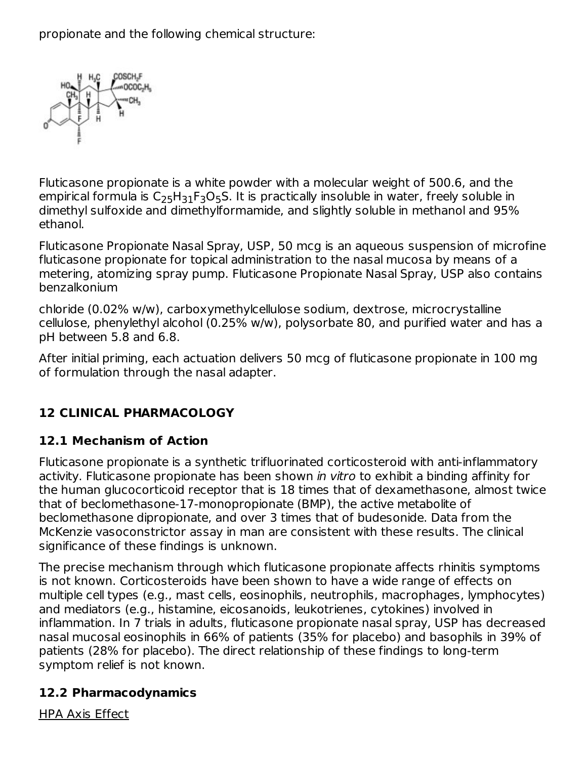propionate and the following chemical structure:

Fluticasone propionate is a white powder with a molecular weight of 500.6, and the empirical formula is $C_{25}H_{31}F_3O_5S$. It is practically insoluble in water, freely soluble in dimethyl sulfoxide and dimethylformamide, and slightly soluble in methanol and 95% ethanol.

Fluticasone Propionate Nasal Spray, USP, 50 mcg is an aqueous suspension of microfine fluticasone propionate for topical administration to the nasal mucosa by means of a metering, atomizing spray pump. Fluticasone Propionate Nasal Spray, USP also contains benzalkonium

chloride (0.02% w/w), carboxymethylcellulose sodium, dextrose, microcrystalline cellulose, phenylethyl alcohol (0.25% w/w), polysorbate 80, and purified water and has a pH between 5.8 and 6.8.

After initial priming, each actuation delivers 50 mcg of fluticasone propionate in 100 mg of formulation through the nasal adapter.

## 12 CLINICAL PHARMACOLOGY

### 12.1 Mechanism of Action

Fluticasone propionate is a synthetic trifluorinated corticosteroid with anti-inflammatory activity. Fluticasone propionate has been shown *in vitro* to exhibit a binding affinity for the human glucocorticoid receptor that is 18 times that of dexamethasone, almost twice that of beclomethasone-17-monopropionate (BMP), the active metabolite of beclomethasone dipropionate, and over 3 times that of budesonide. Data from the McKenzie vasoconstrictor assay in man are consistent with these results. The clinical significance of these findings is unknown.

The precise mechanism through which fluticasone propionate affects rhinitis symptoms is not known. Corticosteroids have been shown to have a wide range of effects on multiple cell types (e.g., mast cells, eosinophils, neutrophils, macrophages, lymphocytes) and mediators (e.g., histamine, eicosanoids, leukotrienes, cytokines) involved in inflammation. In 7 trials in adults, fluticasone propionate nasal spray, USP has decreased nasal mucosal eosinophils in 66% of patients (35% for placebo) and basophils in 39% of patients (28% for placebo). The direct relationship of these findings to long-term symptom relief is not known.

### 12.2 Pharmacodynamics

HPA Axis Effect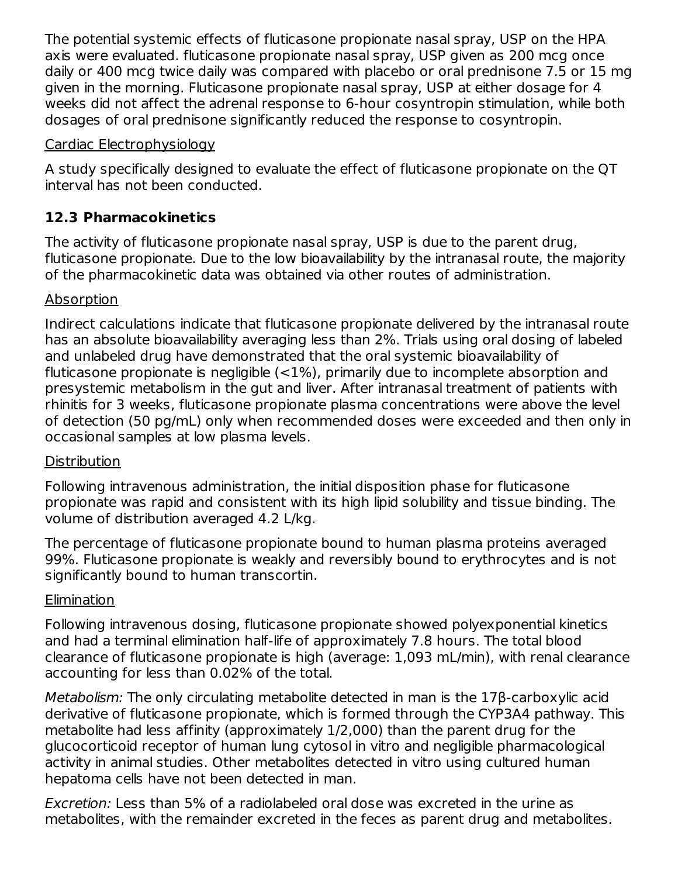The potential systemic effects of fluticasone propionate nasal spray, USP on the HPA axis were evaluated. fluticasone propionate nasal spray, USP given as 200 mcg once daily or 400 mcg twice daily was compared with placebo or oral prednisone 7.5 or 15 mg given in the morning. Fluticasone propionate nasal spray, USP at either dosage for 4 weeks did not affect the adrenal response to 6-hour cosyntropin stimulation, while both dosages of oral prednisone significantly reduced the response to cosyntropin.

Cardiac Electrophysiology

A study specifically designed to evaluate the effect of fluticasone propionate on the QT interval has not been conducted.

### 12.3 Pharmacokinetics

The activity of fluticasone propionate nasal spray, USP is due to the parent drug, fluticasone propionate. Due to the low bioavailability by the intranasal route, the majority of the pharmacokinetic data was obtained via other routes of administration.

Absorption

Indirect calculations indicate that fluticasone propionate delivered by the intranasal route has an absolute bioavailability averaging less than 2%. Trials using oral dosing of labeled and unlabeled drug have demonstrated that the oral systemic bioavailability of fluticasone propionate is negligible (<1%), primarily due to incomplete absorption and presystemic metabolism in the gut and liver. After intranasal treatment of patients with rhinitis for 3 weeks, fluticasone propionate plasma concentrations were above the level of detection (50 pg/mL) only when recommended doses were exceeded and then only in occasional samples at low plasma levels.

Distribution

Following intravenous administration, the initial disposition phase for fluticasone propionate was rapid and consistent with its high lipid solubility and tissue binding. The volume of distribution averaged 4.2 L/kg.

The percentage of fluticasone propionate bound to human plasma proteins averaged 99%. Fluticasone propionate is weakly and reversibly bound to erythrocytes and is not significantly bound to human transcortin.

Elimination

Following intravenous dosing, fluticasone propionate showed polyexponential kinetics and had a terminal elimination half-life of approximately 7.8 hours. The total blood clearance of fluticasone propionate is high (average: 1,093 mL/min), with renal clearance accounting for less than 0.02% of the total.

*Metabolism:* The only circulating metabolite detected in man is the 17β-carboxylic acid derivative of fluticasone propionate, which is formed through the CYP3A4 pathway. This metabolite had less affinity (approximately 1/2,000) than the parent drug for the glucocorticoid receptor of human lung cytosol in vitro and negligible pharmacological activity in animal studies. Other metabolites detected in vitro using cultured human hepatoma cells have not been detected in man.

*Excretion:* Less than 5% of a radiolabeled oral dose was excreted in the urine as metabolites, with the remainder excreted in the feces as parent drug and metabolites.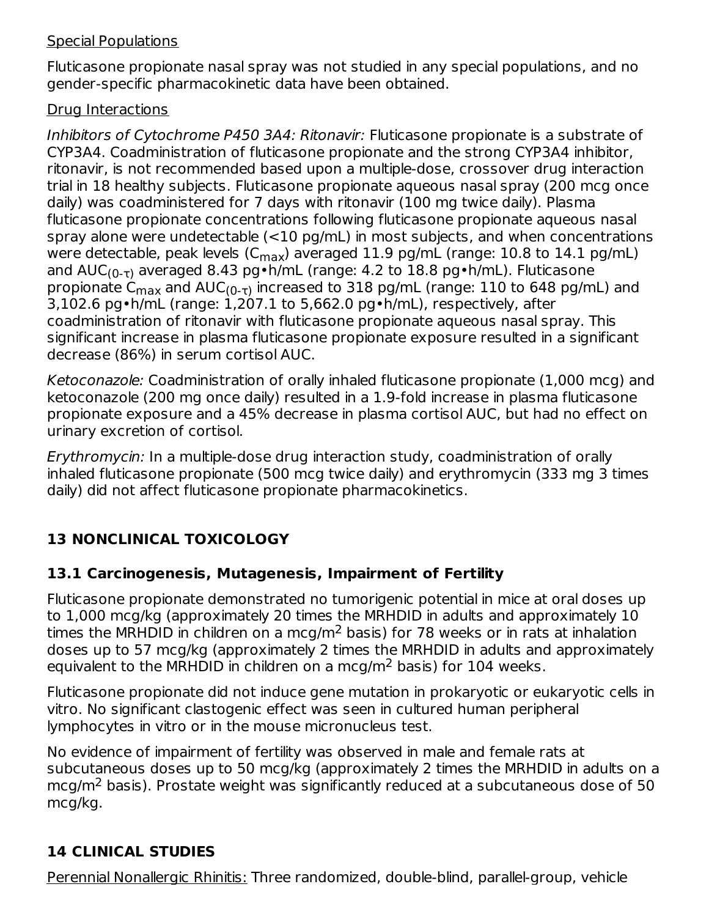Special Populations

Fluticasone propionate nasal spray was not studied in any special populations, and no gender-specific pharmacokinetic data have been obtained.

Drug Interactions

*Inhibitors of Cytochrome P450 3A4: Ritonavir:* Fluticasone propionate is a substrate of CYP3A4. Coadministration of fluticasone propionate and the strong CYP3A4 inhibitor, ritonavir, is not recommended based upon a multiple-dose, crossover drug interaction trial in 18 healthy subjects. Fluticasone propionate aqueous nasal spray (200 mcg once daily) was coadministered for 7 days with ritonavir (100 mg twice daily). Plasma fluticasone propionate concentrations following fluticasone propionate aqueous nasal spray alone were undetectable (<10 pg/mL) in most subjects, and when concentrations were detectable, peak levels ($C_{max}$) averaged 11.9 pg/mL (range: 10.8 to 14.1 pg/mL) and $AUC_{(0-\tau)}$ averaged 8.43 pg•h/mL (range: 4.2 to 18.8 pg•h/mL). Fluticasone propionate $C_{max}$ and $AUC_{(0-\tau)}$ increased to 318 pg/mL (range: 110 to 648 pg/mL) and 3,102.6 pg•h/mL (range: 1,207.1 to 5,662.0 pg•h/mL), respectively, after coadministration of ritonavir with fluticasone propionate aqueous nasal spray. This significant increase in plasma fluticasone propionate exposure resulted in a significant decrease (86%) in serum cortisol AUC.

*Ketoconazole:* Coadministration of orally inhaled fluticasone propionate (1,000 mcg) and ketoconazole (200 mg once daily) resulted in a 1.9-fold increase in plasma fluticasone propionate exposure and a 45% decrease in plasma cortisol AUC, but had no effect on urinary excretion of cortisol.

*Erythromycin:* In a multiple-dose drug interaction study, coadministration of orally inhaled fluticasone propionate (500 mcg twice daily) and erythromycin (333 mg 3 times daily) did not affect fluticasone propionate pharmacokinetics.

## 13 NONCLINICAL TOXICOLOGY

### 13.1 Carcinogenesis, Mutagenesis, Impairment of Fertility

Fluticasone propionate demonstrated no tumorigenic potential in mice at oral doses up to 1,000 mcg/kg (approximately 20 times the MRHDID in adults and approximately 10 times the MRHDID in children on a mcg/$m^2$ basis) for 78 weeks or in rats at inhalation doses up to 57 mcg/kg (approximately 2 times the MRHDID in adults and approximately equivalent to the MRHDID in children on a mcg/$m^2$ basis) for 104 weeks.

Fluticasone propionate did not induce gene mutation in prokaryotic or eukaryotic cells in vitro. No significant clastogenic effect was seen in cultured human peripheral lymphocytes in vitro or in the mouse micronucleus test.

No evidence of impairment of fertility was observed in male and female rats at subcutaneous doses up to 50 mcg/kg (approximately 2 times the MRHDID in adults on a mcg/$m^2$ basis). Prostate weight was significantly reduced at a subcutaneous dose of 50 mcg/kg.

## 14 CLINICAL STUDIES

Perennial Nonallergic Rhinitis: Three randomized, double-blind, parallel-group, vehicle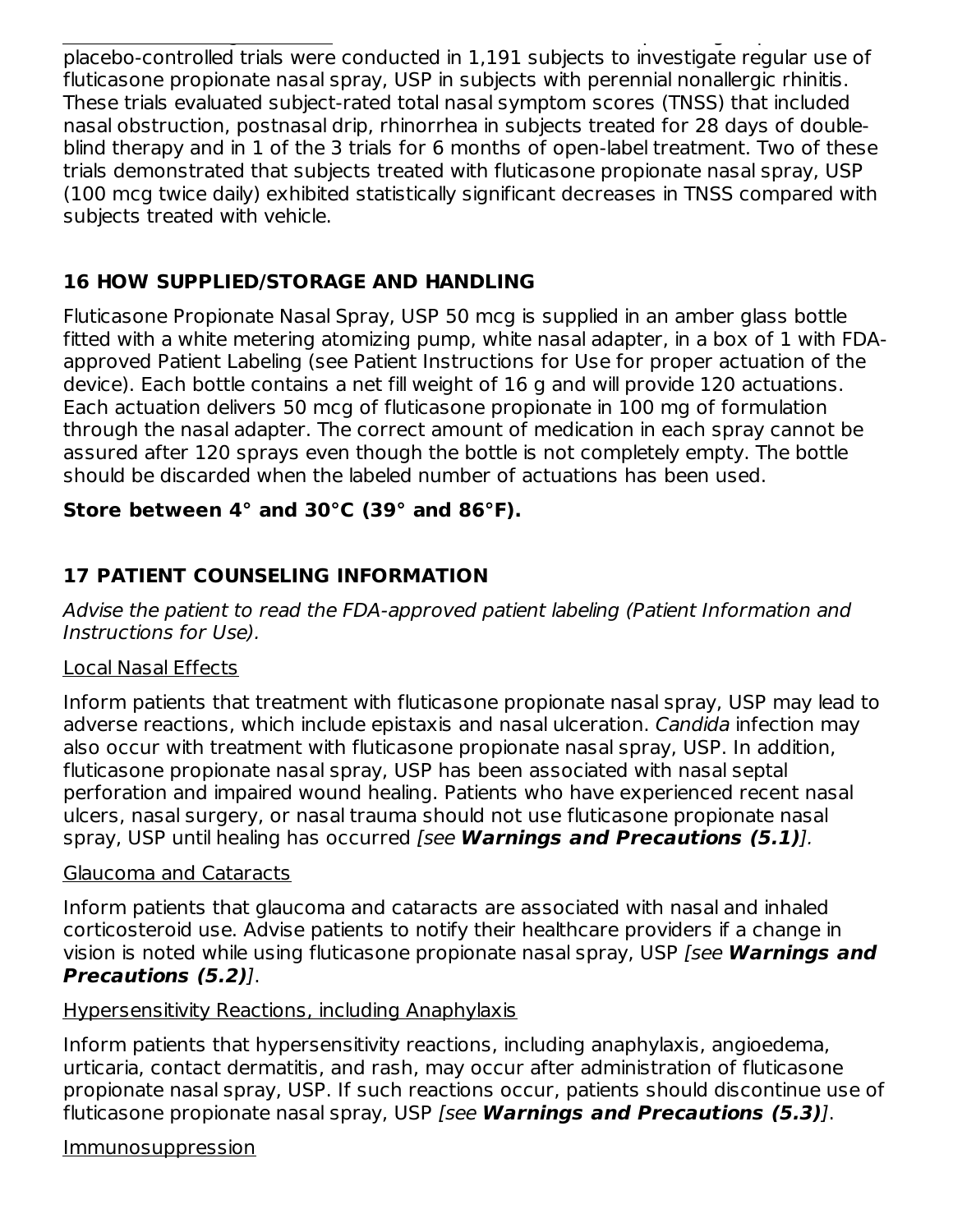placebo-controlled trials were conducted in 1,191 subjects to investigate regular use of fluticasone propionate nasal spray, USP in subjects with perennial nonallergic rhinitis. These trials evaluated subject-rated total nasal symptom scores (TNSS) that included nasal obstruction, postnasal drip, rhinorrhea in subjects treated for 28 days of double-blind therapy and in 1 of the 3 trials for 6 months of open-label treatment. Two of these trials demonstrated that subjects treated with fluticasone propionate nasal spray, USP (100 mcg twice daily) exhibited statistically significant decreases in TNSS compared with subjects treated with vehicle.

## 16 HOW SUPPLIED/STORAGE AND HANDLING

Fluticasone Propionate Nasal Spray, USP 50 mcg is supplied in an amber glass bottle fitted with a white metering atomizing pump, white nasal adapter, in a box of 1 with FDA-approved Patient Labeling (see Patient Instructions for Use for proper actuation of the device). Each bottle contains a net fill weight of 16 g and will provide 120 actuations. Each actuation delivers 50 mcg of fluticasone propionate in 100 mg of formulation through the nasal adapter. The correct amount of medication in each spray cannot be assured after 120 sprays even though the bottle is not completely empty. The bottle should be discarded when the labeled number of actuations has been used.

**Store between 4° and 30°C (39° and 86°F).**

## 17 PATIENT COUNSELING INFORMATION

*Advise the patient to read the FDA-approved patient labeling (Patient Information and Instructions for Use).*

Local Nasal Effects

Inform patients that treatment with fluticasone propionate nasal spray, USP may lead to adverse reactions, which include epistaxis and nasal ulceration. *Candida* infection may also occur with treatment with fluticasone propionate nasal spray, USP. In addition, fluticasone propionate nasal spray, USP has been associated with nasal septal perforation and impaired wound healing. Patients who have experienced recent nasal ulcers, nasal surgery, or nasal trauma should not use fluticasone propionate nasal spray, USP until healing has occurred *[see* ***Warnings and Precautions (5.1)****]*.

Glaucoma and Cataracts

Inform patients that glaucoma and cataracts are associated with nasal and inhaled corticosteroid use. Advise patients to notify their healthcare providers if a change in vision is noted while using fluticasone propionate nasal spray, USP *[see* ***Warnings and Precautions (5.2)****]*.

Hypersensitivity Reactions, including Anaphylaxis

Inform patients that hypersensitivity reactions, including anaphylaxis, angioedema, urticaria, contact dermatitis, and rash, may occur after administration of fluticasone propionate nasal spray, USP. If such reactions occur, patients should discontinue use of fluticasone propionate nasal spray, USP *[see* ***Warnings and Precautions (5.3)****]*.

Immunosuppression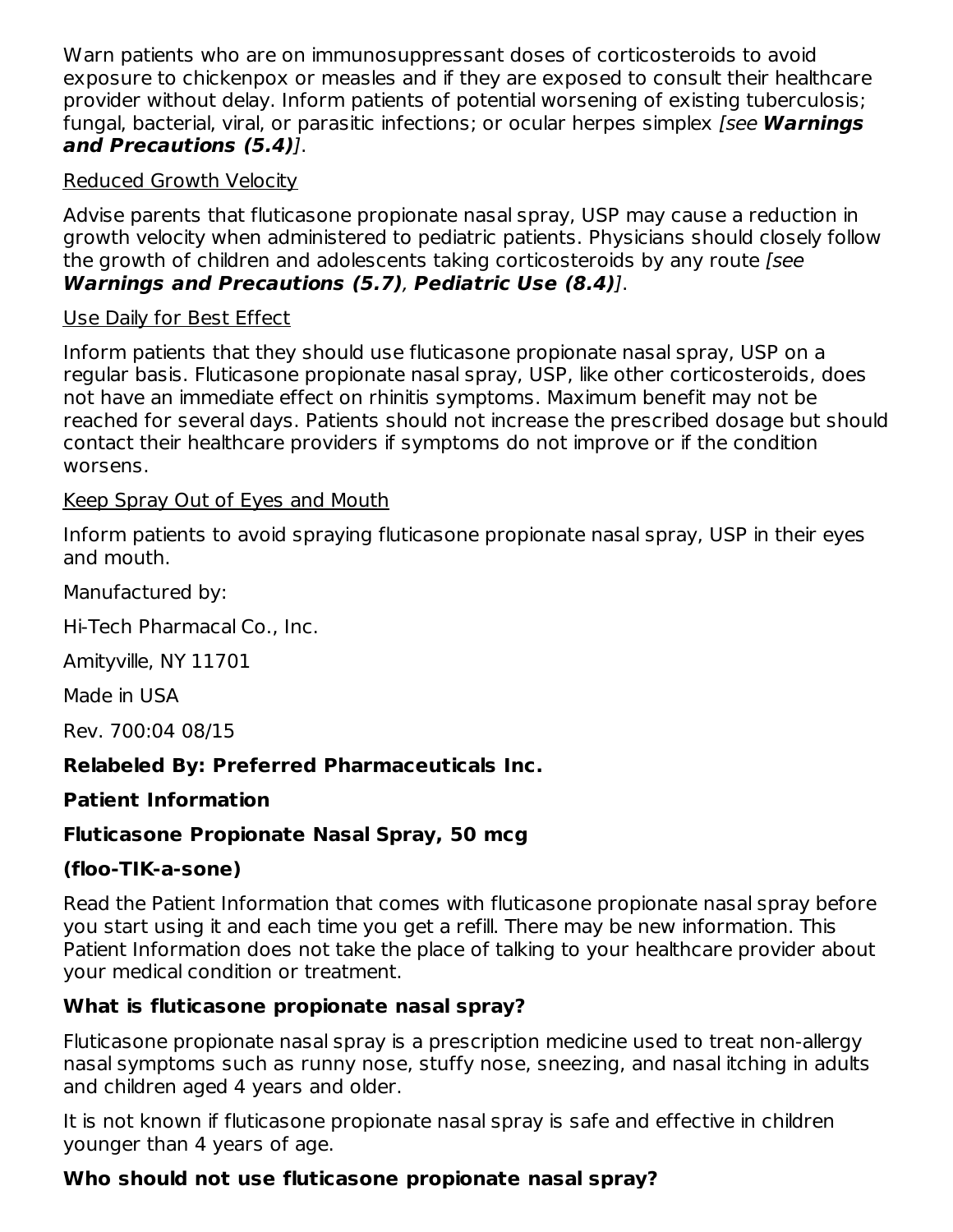Warn patients who are on immunosuppressant doses of corticosteroids to avoid exposure to chickenpox or measles and if they are exposed to consult their healthcare provider without delay. Inform patients of potential worsening of existing tuberculosis; fungal, bacterial, viral, or parasitic infections; or ocular herpes simplex *[see **Warnings and Precautions (5.4)**]*.

Reduced Growth Velocity

Advise parents that fluticasone propionate nasal spray, USP may cause a reduction in growth velocity when administered to pediatric patients. Physicians should closely follow the growth of children and adolescents taking corticosteroids by any route *[see **Warnings and Precautions (5.7)**, **Pediatric Use (8.4)**]*.

Use Daily for Best Effect

Inform patients that they should use fluticasone propionate nasal spray, USP on a regular basis. Fluticasone propionate nasal spray, USP, like other corticosteroids, does not have an immediate effect on rhinitis symptoms. Maximum benefit may not be reached for several days. Patients should not increase the prescribed dosage but should contact their healthcare providers if symptoms do not improve or if the condition worsens.

Keep Spray Out of Eyes and Mouth

Inform patients to avoid spraying fluticasone propionate nasal spray, USP in their eyes and mouth.

Manufactured by:

Hi-Tech Pharmacal Co., Inc.

Amityville, NY 11701

Made in USA

Rev. 700:04 08/15

**Relabeled By: Preferred Pharmaceuticals Inc.**

**Patient Information**

**Fluticasone Propionate Nasal Spray, 50 mcg**

**(floo-TIK-a-sone)**

Read the Patient Information that comes with fluticasone propionate nasal spray before you start using it and each time you get a refill. There may be new information. This Patient Information does not take the place of talking to your healthcare provider about your medical condition or treatment.

**What is fluticasone propionate nasal spray?**

Fluticasone propionate nasal spray is a prescription medicine used to treat non-allergy nasal symptoms such as runny nose, stuffy nose, sneezing, and nasal itching in adults and children aged 4 years and older.

It is not known if fluticasone propionate nasal spray is safe and effective in children younger than 4 years of age.

**Who should not use fluticasone propionate nasal spray?**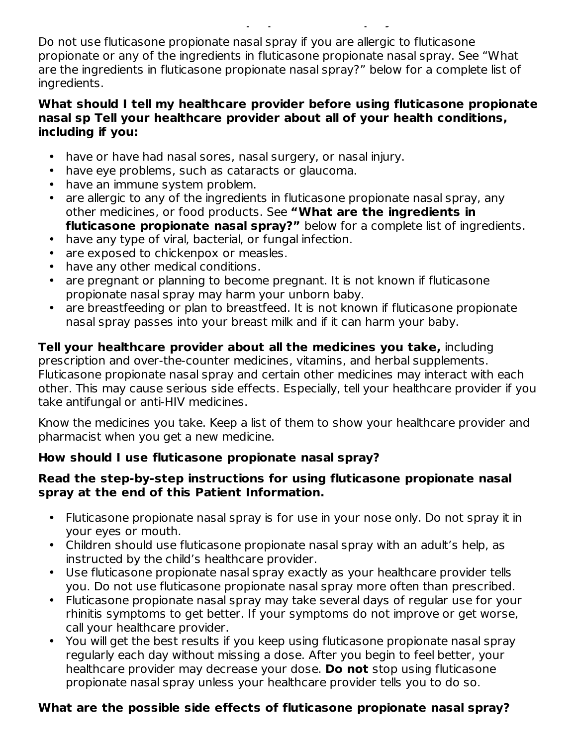Do not use fluticasone propionate nasal spray if you are allergic to fluticasone propionate or any of the ingredients in fluticasone propionate nasal spray. See "What are the ingredients in fluticasone propionate nasal spray?" below for a complete list of ingredients.

**What should I tell my healthcare provider before using fluticasone propionate nasal sp Tell your healthcare provider about all of your health conditions, including if you:**

- have or have had nasal sores, nasal surgery, or nasal injury.
- have eye problems, such as cataracts or glaucoma.
- have an immune system problem.
- are allergic to any of the ingredients in fluticasone propionate nasal spray, any other medicines, or food products. See **"What are the ingredients in fluticasone propionate nasal spray?"** below for a complete list of ingredients.
- have any type of viral, bacterial, or fungal infection.
- are exposed to chickenpox or measles.
- have any other medical conditions.
- are pregnant or planning to become pregnant. It is not known if fluticasone propionate nasal spray may harm your unborn baby.
- are breastfeeding or plan to breastfeed. It is not known if fluticasone propionate nasal spray passes into your breast milk and if it can harm your baby.

**Tell your healthcare provider about all the medicines you take,** including prescription and over-the-counter medicines, vitamins, and herbal supplements. Fluticasone propionate nasal spray and certain other medicines may interact with each other. This may cause serious side effects. Especially, tell your healthcare provider if you take antifungal or anti-HIV medicines.

Know the medicines you take. Keep a list of them to show your healthcare provider and pharmacist when you get a new medicine.

**How should I use fluticasone propionate nasal spray?**

**Read the step-by-step instructions for using fluticasone propionate nasal spray at the end of this Patient Information.**

- Fluticasone propionate nasal spray is for use in your nose only. Do not spray it in your eyes or mouth.
- Children should use fluticasone propionate nasal spray with an adult's help, as instructed by the child's healthcare provider.
- Use fluticasone propionate nasal spray exactly as your healthcare provider tells you. Do not use fluticasone propionate nasal spray more often than prescribed.
- Fluticasone propionate nasal spray may take several days of regular use for your rhinitis symptoms to get better. If your symptoms do not improve or get worse, call your healthcare provider.
- You will get the best results if you keep using fluticasone propionate nasal spray regularly each day without missing a dose. After you begin to feel better, your healthcare provider may decrease your dose. **Do not** stop using fluticasone propionate nasal spray unless your healthcare provider tells you to do so.

**What are the possible side effects of fluticasone propionate nasal spray?**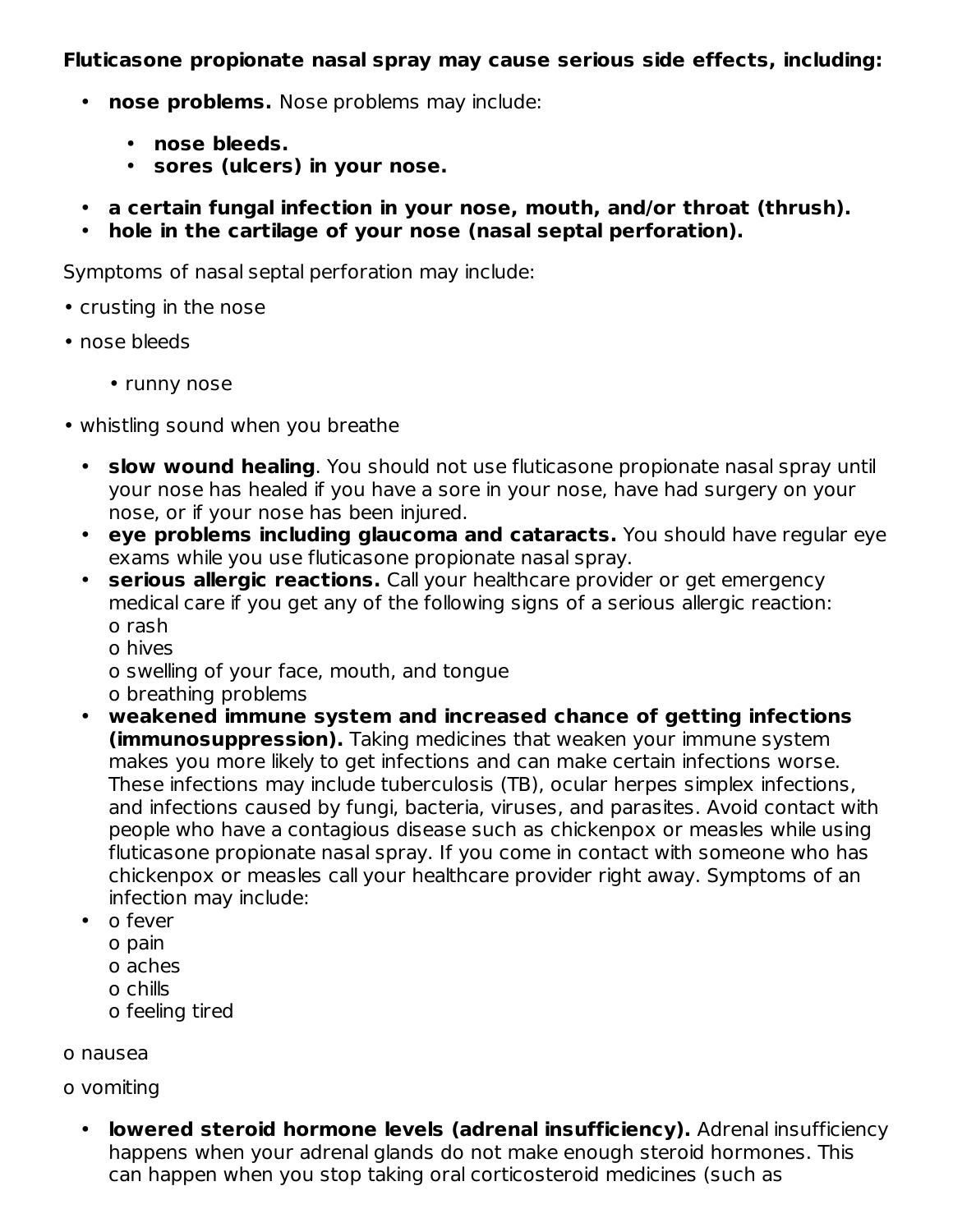**Fluticasone propionate nasal spray may cause serious side effects, including:**

- **nose problems.** Nose problems may include:
  - **nose bleeds.**
  - **sores (ulcers) in your nose.**
- **a certain fungal infection in your nose, mouth, and/or throat (thrush).**
- **hole in the cartilage of your nose (nasal septal perforation).**

Symptoms of nasal septal perforation may include:

- crusting in the nose
- nose bleeds
- runny nose
- whistling sound when you breathe

- **slow wound healing**. You should not use fluticasone propionate nasal spray until your nose has healed if you have a sore in your nose, have had surgery on your nose, or if your nose has been injured.
- **eye problems including glaucoma and cataracts.** You should have regular eye exams while you use fluticasone propionate nasal spray.
- **serious allergic reactions.** Call your healthcare provider or get emergency medical care if you get any of the following signs of a serious allergic reaction:
  - o rash
  - o hives
  - o swelling of your face, mouth, and tongue
  - o breathing problems
- **weakened immune system and increased chance of getting infections (immunosuppression).** Taking medicines that weaken your immune system makes you more likely to get infections and can make certain infections worse. These infections may include tuberculosis (TB), ocular herpes simplex infections, and infections caused by fungi, bacteria, viruses, and parasites. Avoid contact with people who have a contagious disease such as chickenpox or measles while using fluticasone propionate nasal spray. If you come in contact with someone who has chickenpox or measles call your healthcare provider right away. Symptoms of an infection may include:
  - o fever
  - o pain
  - o aches
  - o chills
  - o feeling tired
  - o nausea
  - o vomiting
- **lowered steroid hormone levels (adrenal insufficiency).** Adrenal insufficiency happens when your adrenal glands do not make enough steroid hormones. This can happen when you stop taking oral corticosteroid medicines (such as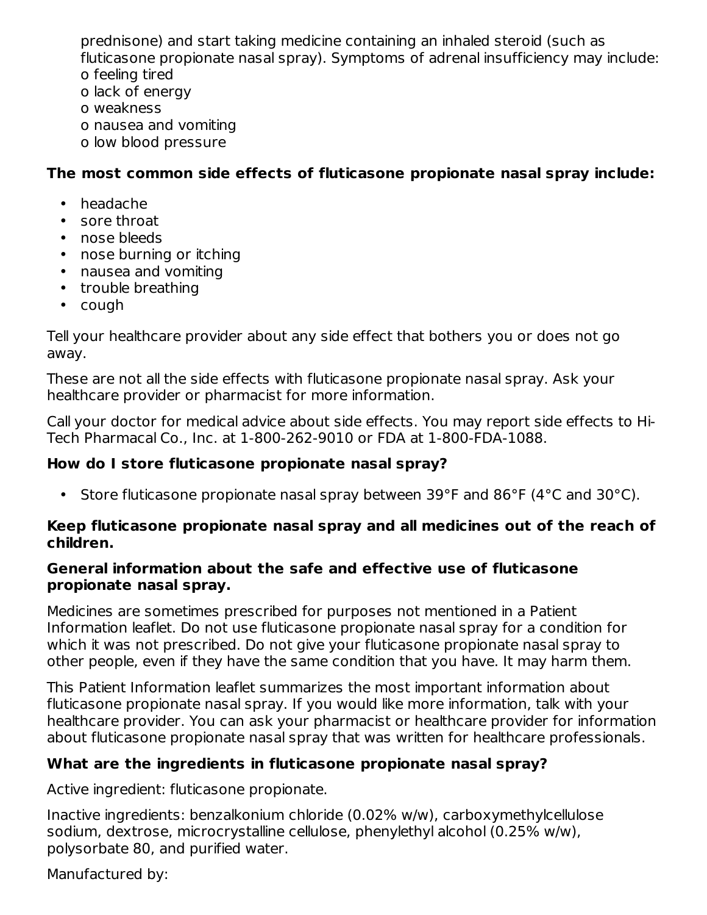prednisone) and start taking medicine containing an inhaled steroid (such as fluticasone propionate nasal spray). Symptoms of adrenal insufficiency may include:
   - o feeling tired
   - o lack of energy
   - o weakness
   - o nausea and vomiting
   - o low blood pressure

**The most common side effects of fluticasone propionate nasal spray include:**

- headache
- sore throat
- nose bleeds
- nose burning or itching
- nausea and vomiting
- trouble breathing
- cough

Tell your healthcare provider about any side effect that bothers you or does not go away.

These are not all the side effects with fluticasone propionate nasal spray. Ask your healthcare provider or pharmacist for more information.

Call your doctor for medical advice about side effects. You may report side effects to Hi-Tech Pharmacal Co., Inc. at 1-800-262-9010 or FDA at 1-800-FDA-1088.

**How do I store fluticasone propionate nasal spray?**

- Store fluticasone propionate nasal spray between 39°F and 86°F (4°C and 30°C).

**Keep fluticasone propionate nasal spray and all medicines out of the reach of children.**

**General information about the safe and effective use of fluticasone propionate nasal spray.**

Medicines are sometimes prescribed for purposes not mentioned in a Patient Information leaflet. Do not use fluticasone propionate nasal spray for a condition for which it was not prescribed. Do not give your fluticasone propionate nasal spray to other people, even if they have the same condition that you have. It may harm them.

This Patient Information leaflet summarizes the most important information about fluticasone propionate nasal spray. If you would like more information, talk with your healthcare provider. You can ask your pharmacist or healthcare provider for information about fluticasone propionate nasal spray that was written for healthcare professionals.

**What are the ingredients in fluticasone propionate nasal spray?**

Active ingredient: fluticasone propionate.

Inactive ingredients: benzalkonium chloride (0.02% w/w), carboxymethylcellulose sodium, dextrose, microcrystalline cellulose, phenylethyl alcohol (0.25% w/w), polysorbate 80, and purified water.

Manufactured by: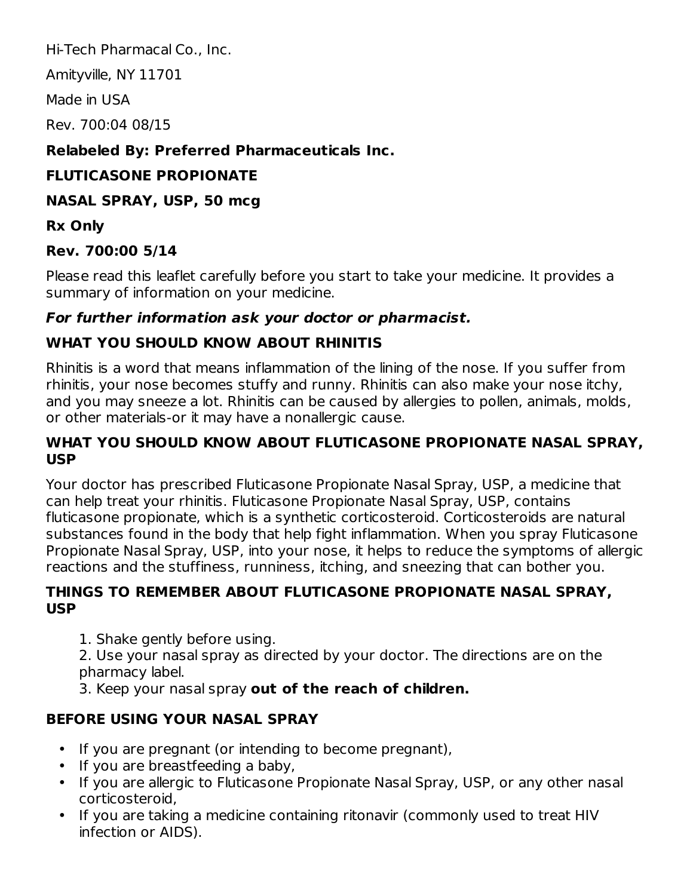Hi-Tech Pharmacal Co., Inc.

Amityville, NY 11701

Made in USA

Rev. 700:04 08/15

**Relabeled By: Preferred Pharmaceuticals Inc.**

**FLUTICASONE PROPIONATE**

**NASAL SPRAY, USP, 50 mcg**

**Rx Only**

**Rev. 700:00 5/14**

Please read this leaflet carefully before you start to take your medicine. It provides a summary of information on your medicine.

***For further information ask your doctor or pharmacist.***

## WHAT YOU SHOULD KNOW ABOUT RHINITIS

Rhinitis is a word that means inflammation of the lining of the nose. If you suffer from rhinitis, your nose becomes stuffy and runny. Rhinitis can also make your nose itchy, and you may sneeze a lot. Rhinitis can be caused by allergies to pollen, animals, molds, or other materials-or it may have a nonallergic cause.

## WHAT YOU SHOULD KNOW ABOUT FLUTICASONE PROPIONATE NASAL SPRAY, USP

Your doctor has prescribed Fluticasone Propionate Nasal Spray, USP, a medicine that can help treat your rhinitis. Fluticasone Propionate Nasal Spray, USP, contains fluticasone propionate, which is a synthetic corticosteroid. Corticosteroids are natural substances found in the body that help fight inflammation. When you spray Fluticasone Propionate Nasal Spray, USP, into your nose, it helps to reduce the symptoms of allergic reactions and the stuffiness, runniness, itching, and sneezing that can bother you.

## THINGS TO REMEMBER ABOUT FLUTICASONE PROPIONATE NASAL SPRAY, USP

1. Shake gently before using.
2. Use your nasal spray as directed by your doctor. The directions are on the pharmacy label.
3. Keep your nasal spray **out of the reach of children.**

## BEFORE USING YOUR NASAL SPRAY

- If you are pregnant (or intending to become pregnant),
- If you are breastfeeding a baby,
- If you are allergic to Fluticasone Propionate Nasal Spray, USP, or any other nasal corticosteroid,
- If you are taking a medicine containing ritonavir (commonly used to treat HIV infection or AIDS).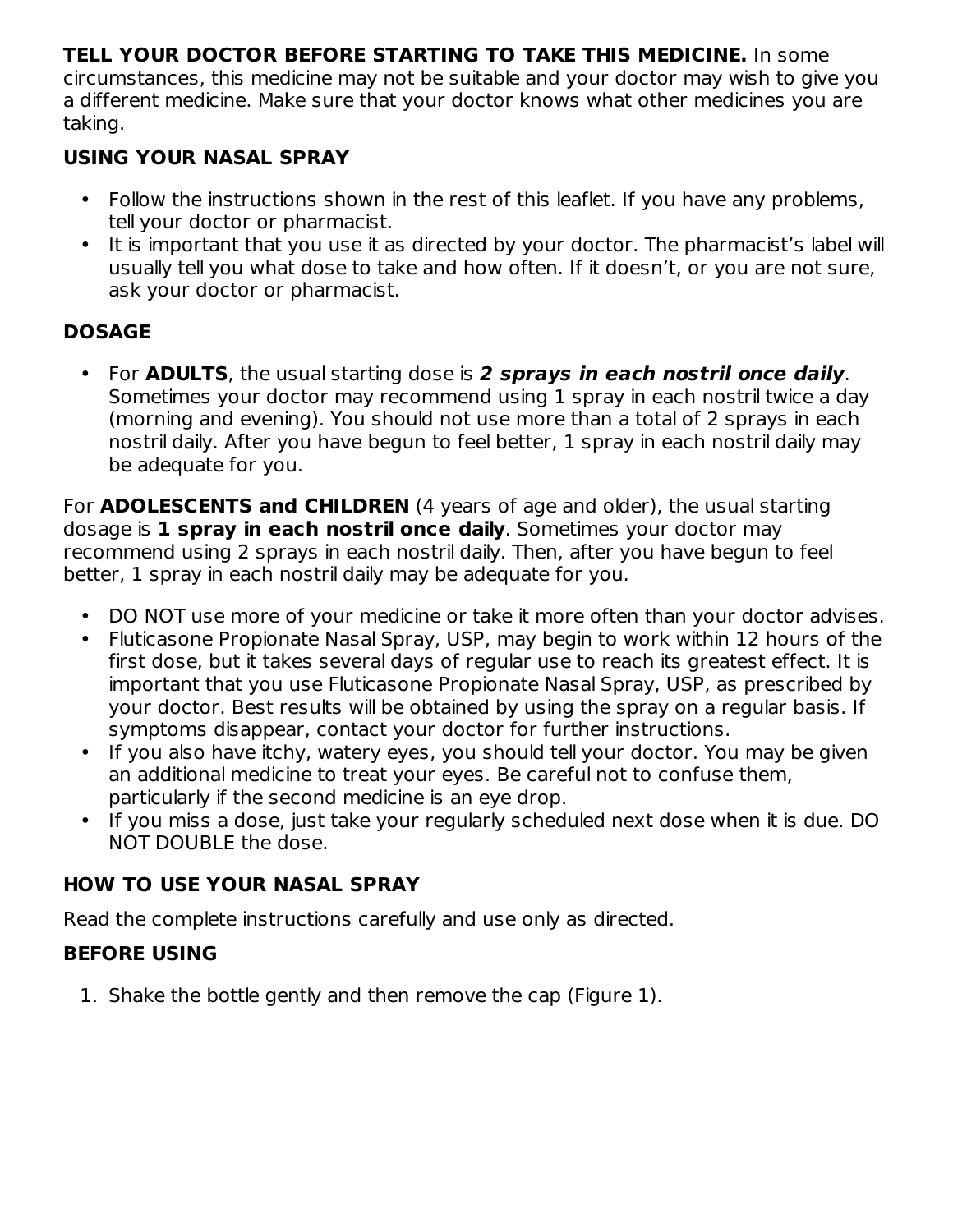**TELL YOUR DOCTOR BEFORE STARTING TO TAKE THIS MEDICINE.** In some circumstances, this medicine may not be suitable and your doctor may wish to give you a different medicine. Make sure that your doctor knows what other medicines you are taking.

**USING YOUR NASAL SPRAY**

- Follow the instructions shown in the rest of this leaflet. If you have any problems, tell your doctor or pharmacist.
- It is important that you use it as directed by your doctor. The pharmacist's label will usually tell you what dose to take and how often. If it doesn't, or you are not sure, ask your doctor or pharmacist.

**DOSAGE**

- For **ADULTS**, the usual starting dose is ***2 sprays in each nostril once daily***. Sometimes your doctor may recommend using 1 spray in each nostril twice a day (morning and evening). You should not use more than a total of 2 sprays in each nostril daily. After you have begun to feel better, 1 spray in each nostril daily may be adequate for you.

For **ADOLESCENTS and CHILDREN** (4 years of age and older), the usual starting dosage is **1 spray in each nostril once daily**. Sometimes your doctor may recommend using 2 sprays in each nostril daily. Then, after you have begun to feel better, 1 spray in each nostril daily may be adequate for you.

- DO NOT use more of your medicine or take it more often than your doctor advises.
- Fluticasone Propionate Nasal Spray, USP, may begin to work within 12 hours of the first dose, but it takes several days of regular use to reach its greatest effect. It is important that you use Fluticasone Propionate Nasal Spray, USP, as prescribed by your doctor. Best results will be obtained by using the spray on a regular basis. If symptoms disappear, contact your doctor for further instructions.
- If you also have itchy, watery eyes, you should tell your doctor. You may be given an additional medicine to treat your eyes. Be careful not to confuse them, particularly if the second medicine is an eye drop.
- If you miss a dose, just take your regularly scheduled next dose when it is due. DO NOT DOUBLE the dose.

**HOW TO USE YOUR NASAL SPRAY**

Read the complete instructions carefully and use only as directed.

**BEFORE USING**

1. Shake the bottle gently and then remove the cap (Figure 1).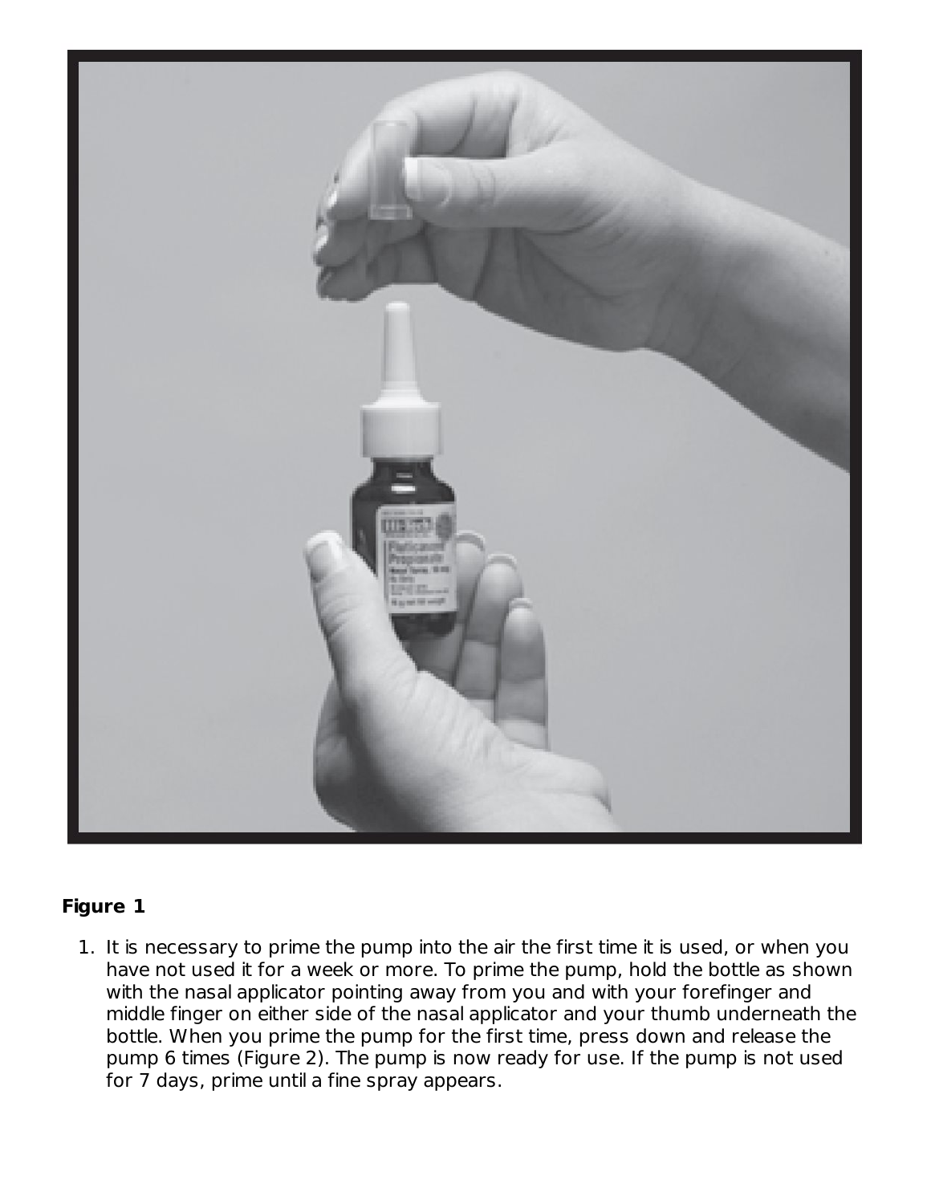**Figure 1**

1. It is necessary to prime the pump into the air the first time it is used, or when you have not used it for a week or more. To prime the pump, hold the bottle as shown with the nasal applicator pointing away from you and with your forefinger and middle finger on either side of the nasal applicator and your thumb underneath the bottle. When you prime the pump for the first time, press down and release the pump 6 times (Figure 2). The pump is now ready for use. If the pump is not used for 7 days, prime until a fine spray appears.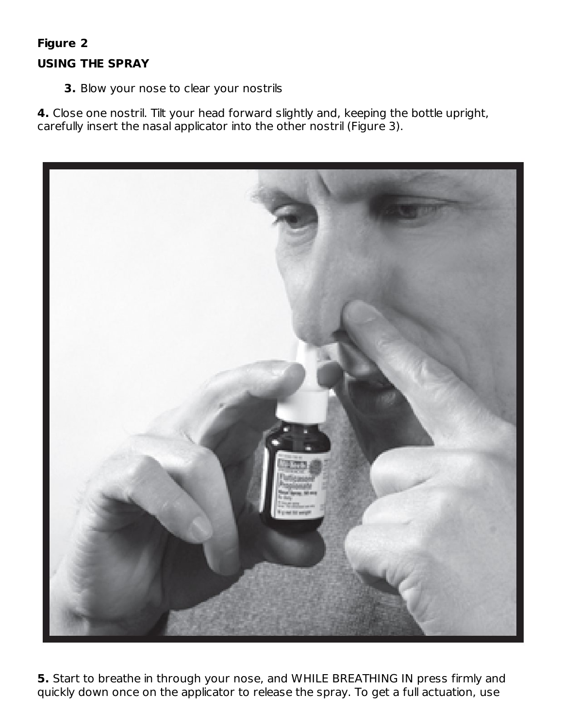**Figure 2**

**USING THE SPRAY**

**3.** Blow your nose to clear your nostrils

**4.** Close one nostril. Tilt your head forward slightly and, keeping the bottle upright, carefully insert the nasal applicator into the other nostril (Figure 3).

**5.** Start to breathe in through your nose, and WHILE BREATHING IN press firmly and quickly down once on the applicator to release the spray. To get a full actuation, use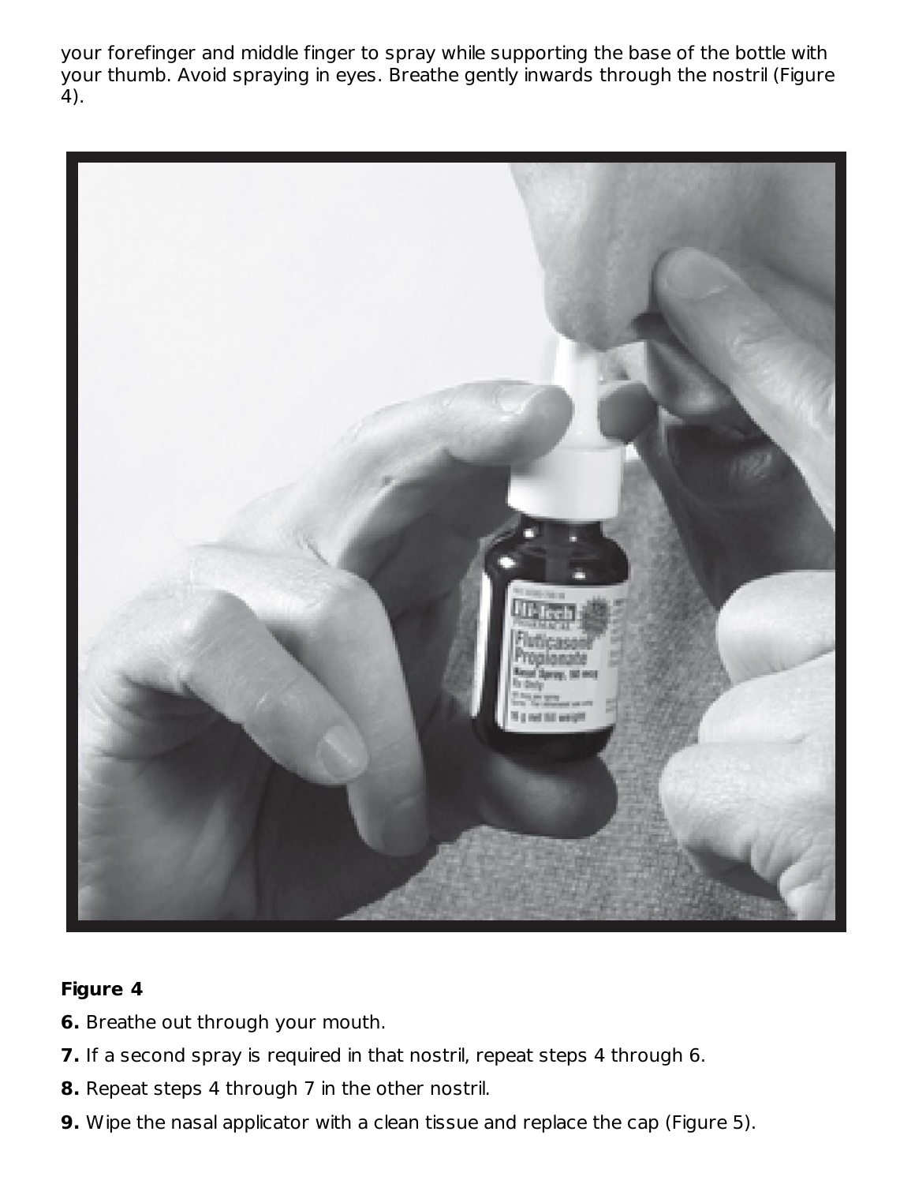your forefinger and middle finger to spray while supporting the base of the bottle with your thumb. Avoid spraying in eyes. Breathe gently inwards through the nostril (Figure 4).

**Figure 4**

6. Breathe out through your mouth.
7. If a second spray is required in that nostril, repeat steps 4 through 6.
8. Repeat steps 4 through 7 in the other nostril.
9. Wipe the nasal applicator with a clean tissue and replace the cap (Figure 5).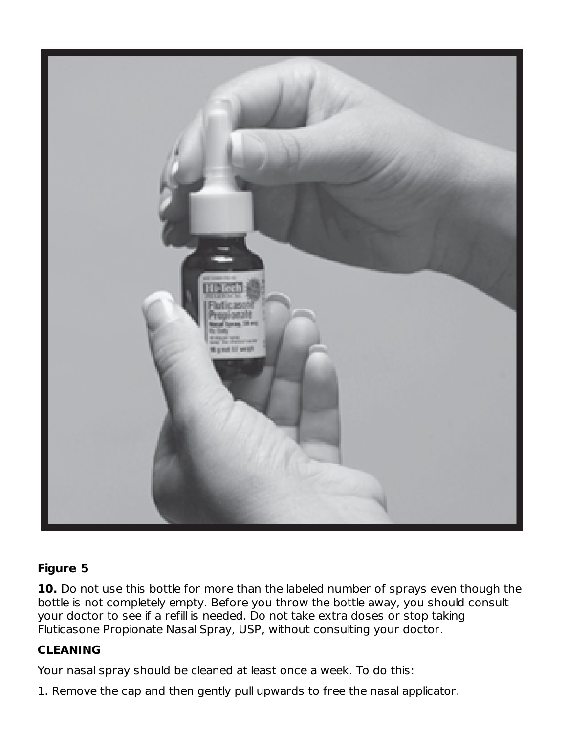**Figure 5**

**10.** Do not use this bottle for more than the labeled number of sprays even though the bottle is not completely empty. Before you throw the bottle away, you should consult your doctor to see if a refill is needed. Do not take extra doses or stop taking Fluticasone Propionate Nasal Spray, USP, without consulting your doctor.

**CLEANING**

Your nasal spray should be cleaned at least once a week. To do this:

1. Remove the cap and then gently pull upwards to free the nasal applicator.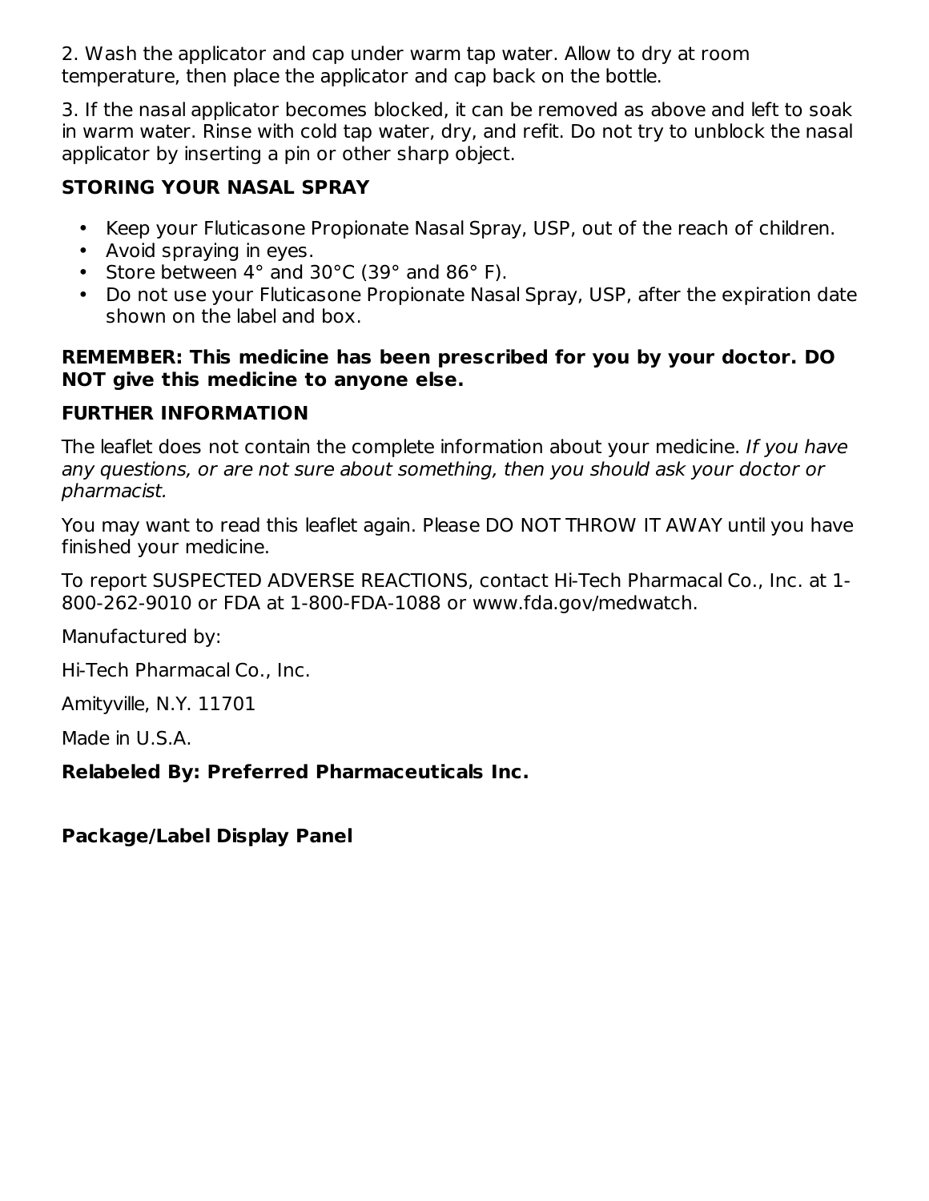2. Wash the applicator and cap under warm tap water. Allow to dry at room temperature, then place the applicator and cap back on the bottle.

3. If the nasal applicator becomes blocked, it can be removed as above and left to soak in warm water. Rinse with cold tap water, dry, and refit. Do not try to unblock the nasal applicator by inserting a pin or other sharp object.

**STORING YOUR NASAL SPRAY**

- Keep your Fluticasone Propionate Nasal Spray, USP, out of the reach of children.
- Avoid spraying in eyes.
- Store between 4° and 30°C (39° and 86° F).
- Do not use your Fluticasone Propionate Nasal Spray, USP, after the expiration date shown on the label and box.

**REMEMBER: This medicine has been prescribed for you by your doctor. DO NOT give this medicine to anyone else.**

**FURTHER INFORMATION**

The leaflet does not contain the complete information about your medicine. *If you have any questions, or are not sure about something, then you should ask your doctor or pharmacist.*

You may want to read this leaflet again. Please DO NOT THROW IT AWAY until you have finished your medicine.

To report SUSPECTED ADVERSE REACTIONS, contact Hi-Tech Pharmacal Co., Inc. at 1-800-262-9010 or FDA at 1-800-FDA-1088 or www.fda.gov/medwatch.

Manufactured by:

Hi-Tech Pharmacal Co., Inc.

Amityville, N.Y. 11701

Made in U.S.A.

**Relabeled By: Preferred Pharmaceuticals Inc.**

**Package/Label Display Panel**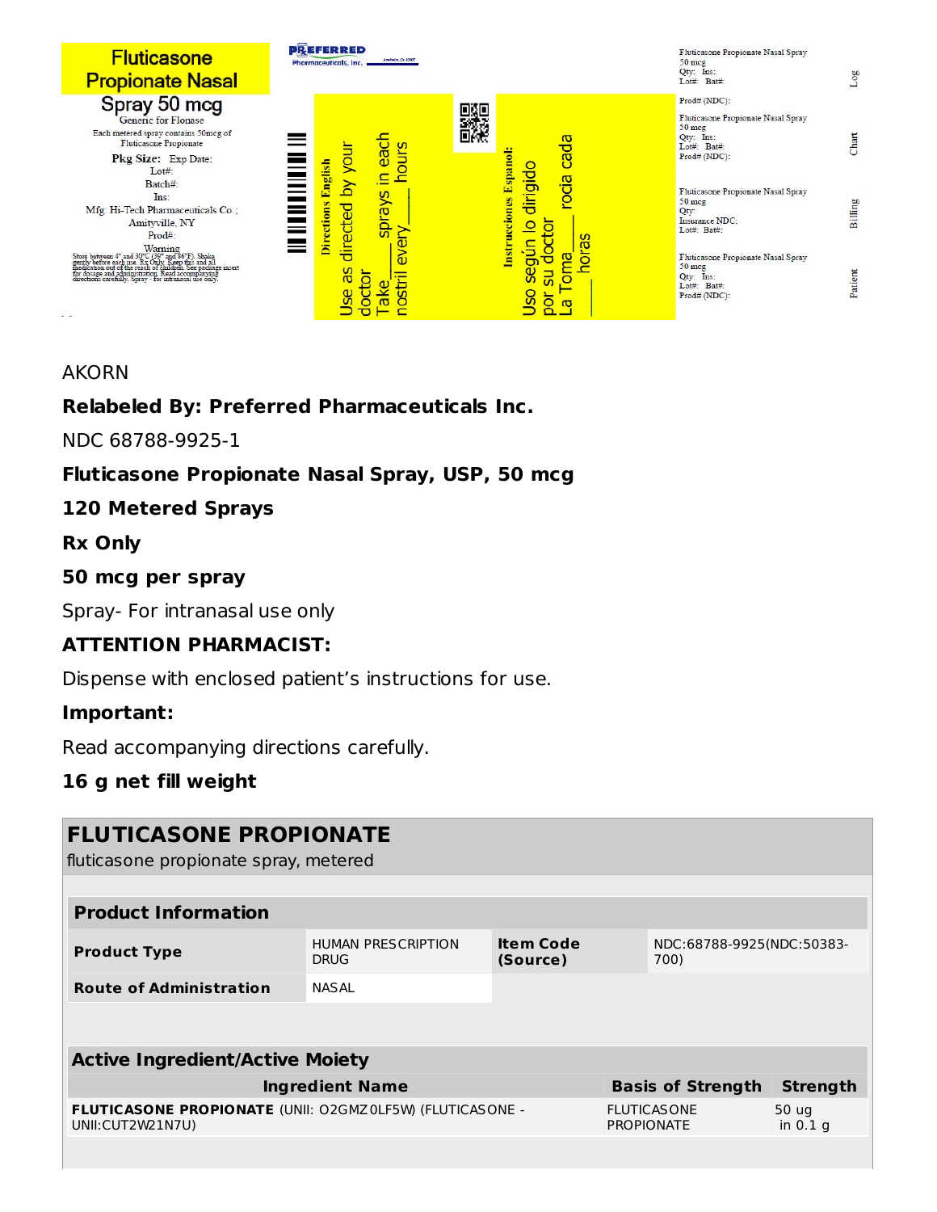Fluticasone Propionate Nasal Spray 50 mcg

Generic for Flonase

Each metered spray contains 50mcg of Fluticasone Propionate

Pkg Size: Exp Date:

Lot#:

Batch#:

Ins:

Mfg: Hi-Tech Pharmaceuticals Co.; Amityville, NY

Prod#:

Warning

Store between 4° and 30°C (39° and 86°F). Shake gently before each use. Rx Only. Keep this and all medication out of the reach of children. See package insert for dosage and administration. Read accompanying directions carefully. Spray - for intranasal use only.

PREFERRED Pharmaceuticals, Inc.

Directions English

Use as directed by your doctor

Take____ sprays in each nostril every____ hours

Instrucciones Espanol:

Uso según lo dirigido por su doctor

La Toma____ rocia cada ____ horas

Fluticasone Propionate Nasal Spray 50 mcg
Qty: Ins:
Lot#: Bat#:
Prod# (NDC):
Log

Fluticasone Propionate Nasal Spray 50 mcg
Qty: Ins:
Lot#: Bat#:
Prod# (NDC):
Chart

Fluticasone Propionate Nasal Spray 50 mcg
Qty:
Insurance NDC:
Lot#: Bat#:
Billing

Fluticasone Propionate Nasal Spray 50 mcg
Qty: Ins:
Lot#: Bat#:
Prod# (NDC):
Patient

AKORN

**Relabeled By: Preferred Pharmaceuticals Inc.**

NDC 68788-9925-1

**Fluticasone Propionate Nasal Spray, USP, 50 mcg**

**120 Metered Sprays**

**Rx Only**

**50 mcg per spray**

Spray- For intranasal use only

**ATTENTION PHARMACIST:**

Dispense with enclosed patient's instructions for use.

**Important:**

Read accompanying directions carefully.

**16 g net fill weight**

## FLUTICASONE PROPIONATE

fluticasone propionate spray, metered

| **Product Information** | | | |
|---|---|---|---|
| **Product Type** | HUMAN PRESCRIPTION DRUG | **Item Code (Source)** | NDC:68788-9925(NDC:50383-700) |
| **Route of Administration** | NASAL | | |

| **Active Ingredient/Active Moiety** | | |
|---|---|---|
| **Ingredient Name** | **Basis of Strength** | **Strength** |
| **FLUTICASONE PROPIONATE** (UNII: O2GMZ0LF5W) (FLUTICASONE - UNII:CUT2W21N7U) | FLUTICASONE PROPIONATE | 50 ug in 0.1 g |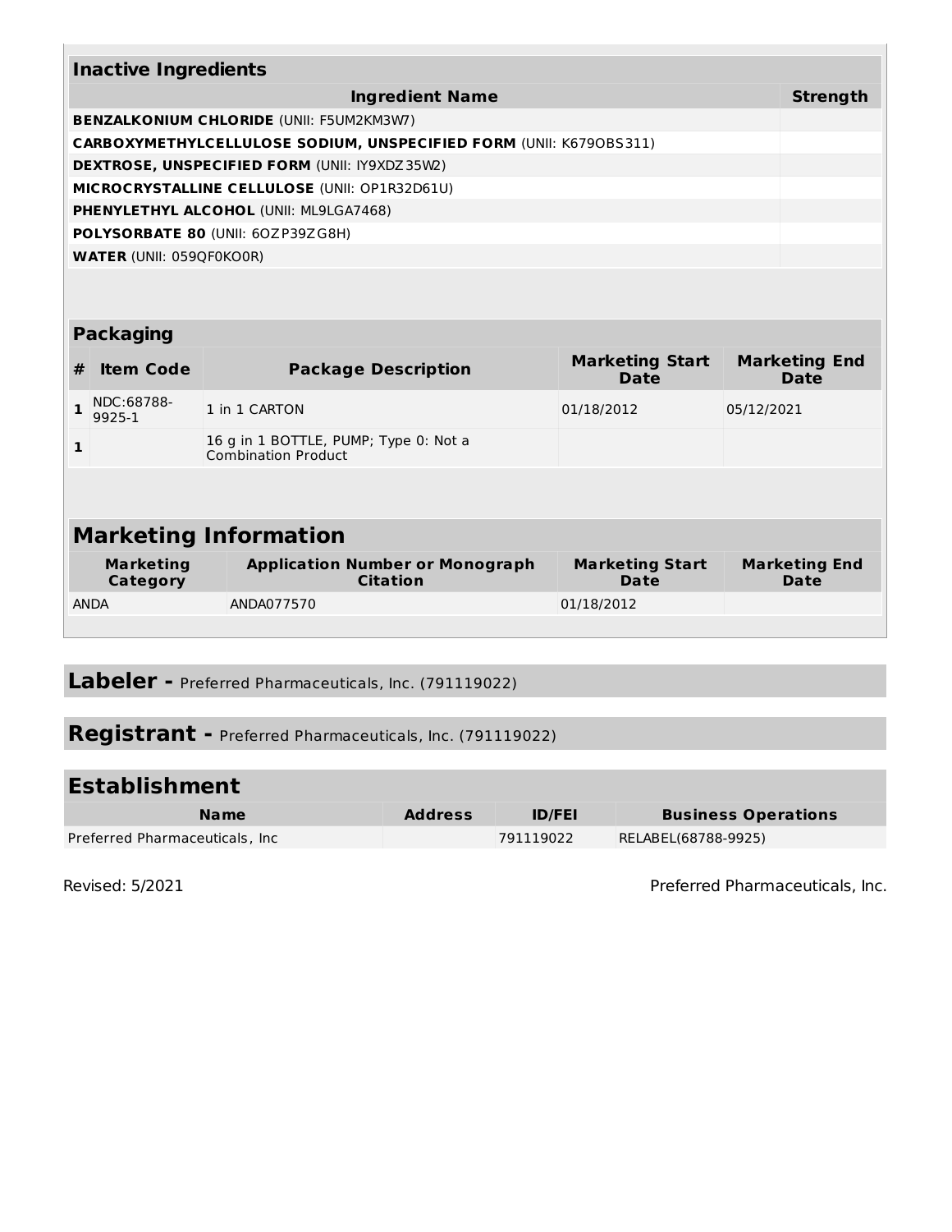| Inactive Ingredients | |
|---|---|
| **Ingredient Name** | **Strength** |
| **BENZALKONIUM CHLORIDE** (UNII: F5UM2KM3W7) | |
| **CARBOXYMETHYLCELLULOSE SODIUM, UNSPECIFIED FORM** (UNII: K679OBS311) | |
| **DEXTROSE, UNSPECIFIED FORM** (UNII: IY9XDZ35W2) | |
| **MICROCRYSTALLINE CELLULOSE** (UNII: OP1R32D61U) | |
| **PHENYLETHYL ALCOHOL** (UNII: ML9LGA7468) | |
| **POLYSORBATE 80** (UNII: 6OZP39ZG8H) | |
| **WATER** (UNII: 059QF0KO0R) | |

| Packaging | | | | |
|---|---|---|---|---|
| **#** | **Item Code** | **Package Description** | **Marketing Start Date** | **Marketing End Date** |
| 1 | NDC:68788-9925-1 | 1 in 1 CARTON | 01/18/2012 | 05/12/2021 |
| 1 | | 16 g in 1 BOTTLE, PUMP; Type 0: Not a Combination Product | | |

| Marketing Information | | | |
|---|---|---|---|
| **Marketing Category** | **Application Number or Monograph Citation** | **Marketing Start Date** | **Marketing End Date** |
| ANDA | ANDA077570 | 01/18/2012 | |

## Labeler - Preferred Pharmaceuticals, Inc. (791119022)

## Registrant - Preferred Pharmaceuticals, Inc. (791119022)

| Establishment | | | |
|---|---|---|---|
| **Name** | **Address** | **ID/FEI** | **Business Operations** |
| Preferred Pharmaceuticals, Inc | | 791119022 | RELABEL(68788-9925) |

Revised: 5/2021

Preferred Pharmaceuticals, Inc.